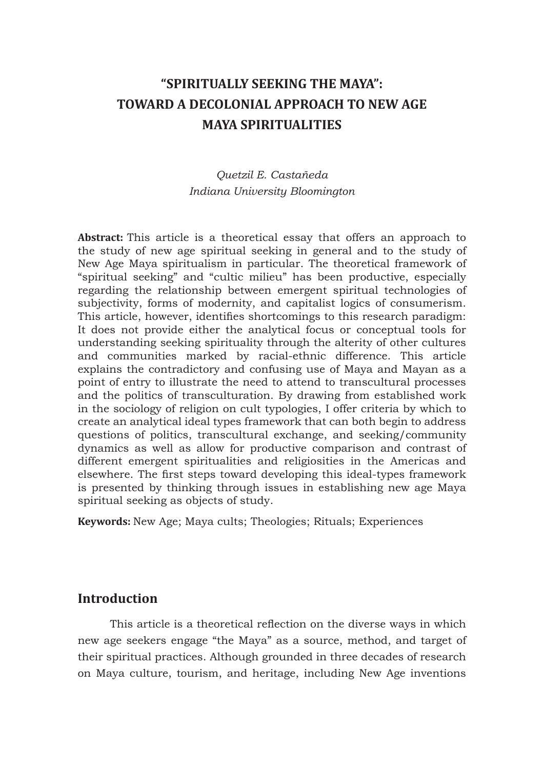# "SPIRITUALLY SEEKING THE MAYA": TOWARD A DECOLONIAL APPROACH TO NEW AGE MAYA SPIRITUALITIES

*Quetzil E. Castañeda*
*Indiana University Bloomington*

**Abstract:** This article is a theoretical essay that offers an approach to the study of new age spiritual seeking in general and to the study of New Age Maya spiritualism in particular. The theoretical framework of "spiritual seeking" and "cultic milieu" has been productive, especially regarding the relationship between emergent spiritual technologies of subjectivity, forms of modernity, and capitalist logics of consumerism. This article, however, identifies shortcomings to this research paradigm: It does not provide either the analytical focus or conceptual tools for understanding seeking spirituality through the alterity of other cultures and communities marked by racial-ethnic difference. This article explains the contradictory and confusing use of Maya and Mayan as a point of entry to illustrate the need to attend to transcultural processes and the politics of transculturation. By drawing from established work in the sociology of religion on cult typologies, I offer criteria by which to create an analytical ideal types framework that can both begin to address questions of politics, transcultural exchange, and seeking/community dynamics as well as allow for productive comparison and contrast of different emergent spiritualities and religiosities in the Americas and elsewhere. The first steps toward developing this ideal-types framework is presented by thinking through issues in establishing new age Maya spiritual seeking as objects of study.

**Keywords:** New Age; Maya cults; Theologies; Rituals; Experiences

## Introduction

This article is a theoretical reflection on the diverse ways in which new age seekers engage "the Maya" as a source, method, and target of their spiritual practices. Although grounded in three decades of research on Maya culture, tourism, and heritage, including New Age inventions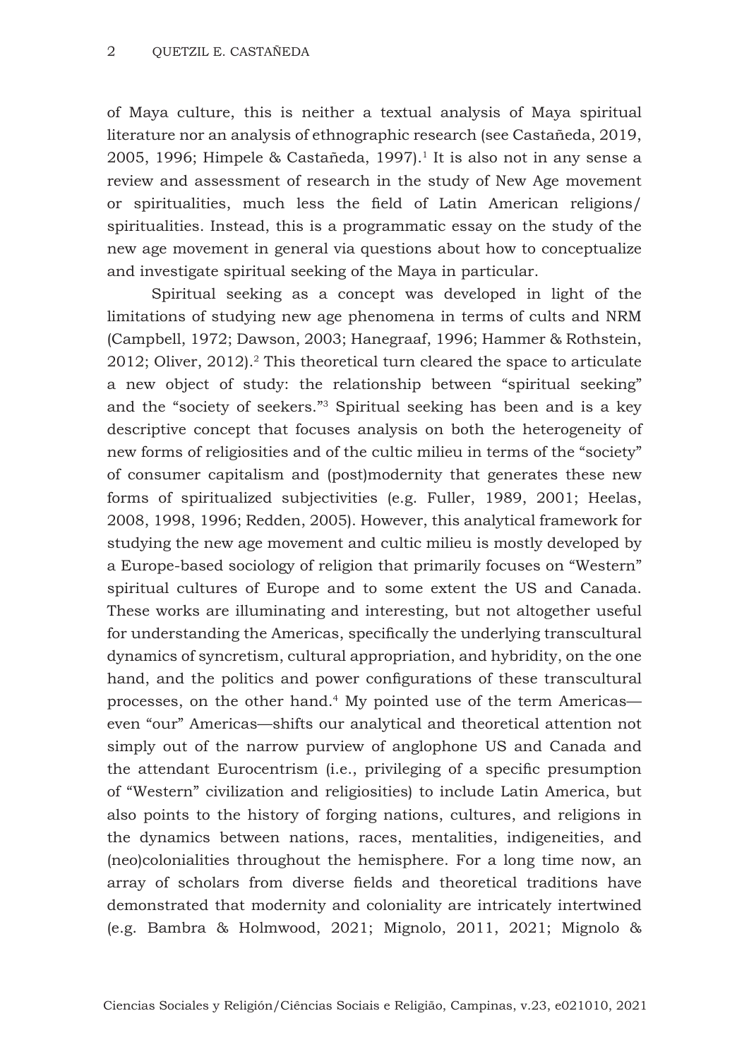of Maya culture, this is neither a textual analysis of Maya spiritual literature nor an analysis of ethnographic research (see Castañeda, 2019, 2005, 1996; Himpele & Castañeda, 1997).[1] It is also not in any sense a review and assessment of research in the study of New Age movement or spiritualities, much less the field of Latin American religions/ spiritualities. Instead, this is a programmatic essay on the study of the new age movement in general via questions about how to conceptualize and investigate spiritual seeking of the Maya in particular.

Spiritual seeking as a concept was developed in light of the limitations of studying new age phenomena in terms of cults and NRM (Campbell, 1972; Dawson, 2003; Hanegraaf, 1996; Hammer & Rothstein, 2012; Oliver, 2012).[2] This theoretical turn cleared the space to articulate a new object of study: the relationship between "spiritual seeking" and the "society of seekers."[3] Spiritual seeking has been and is a key descriptive concept that focuses analysis on both the heterogeneity of new forms of religiosities and of the cultic milieu in terms of the "society" of consumer capitalism and (post)modernity that generates these new forms of spiritualized subjectivities (e.g. Fuller, 1989, 2001; Heelas, 2008, 1998, 1996; Redden, 2005). However, this analytical framework for studying the new age movement and cultic milieu is mostly developed by a Europe-based sociology of religion that primarily focuses on "Western" spiritual cultures of Europe and to some extent the US and Canada. These works are illuminating and interesting, but not altogether useful for understanding the Americas, specifically the underlying transcultural dynamics of syncretism, cultural appropriation, and hybridity, on the one hand, and the politics and power configurations of these transcultural processes, on the other hand.[4] My pointed use of the term Americas—even "our" Americas—shifts our analytical and theoretical attention not simply out of the narrow purview of anglophone US and Canada and the attendant Eurocentrism (i.e., privileging of a specific presumption of "Western" civilization and religiosities) to include Latin America, but also points to the history of forging nations, cultures, and religions in the dynamics between nations, races, mentalities, indigeneities, and (neo)colonialities throughout the hemisphere. For a long time now, an array of scholars from diverse fields and theoretical traditions have demonstrated that modernity and coloniality are intricately intertwined (e.g. Bambra & Holmwood, 2021; Mignolo, 2011, 2021; Mignolo &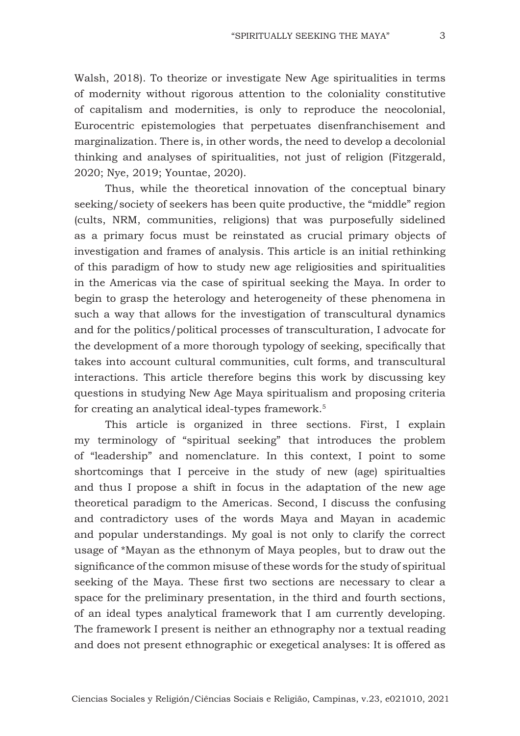Walsh, 2018). To theorize or investigate New Age spiritualities in terms of modernity without rigorous attention to the coloniality constitutive of capitalism and modernities, is only to reproduce the neocolonial, Eurocentric epistemologies that perpetuates disenfranchisement and marginalization. There is, in other words, the need to develop a decolonial thinking and analyses of spiritualities, not just of religion (Fitzgerald, 2020; Nye, 2019; Yountae, 2020).

Thus, while the theoretical innovation of the conceptual binary seeking/society of seekers has been quite productive, the "middle" region (cults, NRM, communities, religions) that was purposefully sidelined as a primary focus must be reinstated as crucial primary objects of investigation and frames of analysis. This article is an initial rethinking of this paradigm of how to study new age religiosities and spiritualities in the Americas via the case of spiritual seeking the Maya. In order to begin to grasp the heterology and heterogeneity of these phenomena in such a way that allows for the investigation of transcultural dynamics and for the politics/political processes of transculturation, I advocate for the development of a more thorough typology of seeking, specifically that takes into account cultural communities, cult forms, and transcultural interactions. This article therefore begins this work by discussing key questions in studying New Age Maya spiritualism and proposing criteria for creating an analytical ideal-types framework.[5]

This article is organized in three sections. First, I explain my terminology of "spiritual seeking" that introduces the problem of "leadership" and nomenclature. In this context, I point to some shortcomings that I perceive in the study of new (age) spiritualties and thus I propose a shift in focus in the adaptation of the new age theoretical paradigm to the Americas. Second, I discuss the confusing and contradictory uses of the words Maya and Mayan in academic and popular understandings. My goal is not only to clarify the correct usage of *Mayan as the ethnonym of Maya peoples, but to draw out the significance of the common misuse of these words for the study of spiritual seeking of the Maya. These first two sections are necessary to clear a space for the preliminary presentation, in the third and fourth sections, of an ideal types analytical framework that I am currently developing. The framework I present is neither an ethnography nor a textual reading and does not present ethnographic or exegetical analyses: It is offered as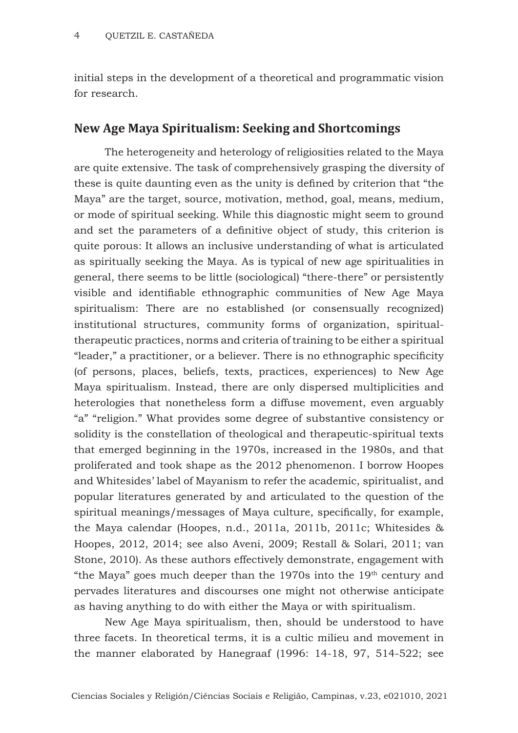initial steps in the development of a theoretical and programmatic vision for research.

## New Age Maya Spiritualism: Seeking and Shortcomings

The heterogeneity and heterology of religiosities related to the Maya are quite extensive. The task of comprehensively grasping the diversity of these is quite daunting even as the unity is defined by criterion that "the Maya" are the target, source, motivation, method, goal, means, medium, or mode of spiritual seeking. While this diagnostic might seem to ground and set the parameters of a definitive object of study, this criterion is quite porous: It allows an inclusive understanding of what is articulated as spiritually seeking the Maya. As is typical of new age spiritualities in general, there seems to be little (sociological) "there-there" or persistently visible and identifiable ethnographic communities of New Age Maya spiritualism: There are no established (or consensually recognized) institutional structures, community forms of organization, spiritual-therapeutic practices, norms and criteria of training to be either a spiritual "leader," a practitioner, or a believer. There is no ethnographic specificity (of persons, places, beliefs, texts, practices, experiences) to New Age Maya spiritualism. Instead, there are only dispersed multiplicities and heterologies that nonetheless form a diffuse movement, even arguably "a" "religion." What provides some degree of substantive consistency or solidity is the constellation of theological and therapeutic-spiritual texts that emerged beginning in the 1970s, increased in the 1980s, and that proliferated and took shape as the 2012 phenomenon. I borrow Hoopes and Whitesides' label of Mayanism to refer the academic, spiritualist, and popular literatures generated by and articulated to the question of the spiritual meanings/messages of Maya culture, specifically, for example, the Maya calendar (Hoopes, n.d., 2011a, 2011b, 2011c; Whitesides & Hoopes, 2012, 2014; see also Aveni, 2009; Restall & Solari, 2011; van Stone, 2010). As these authors effectively demonstrate, engagement with "the Maya" goes much deeper than the 1970s into the 19th century and pervades literatures and discourses one might not otherwise anticipate as having anything to do with either the Maya or with spiritualism.

New Age Maya spiritualism, then, should be understood to have three facets. In theoretical terms, it is a cultic milieu and movement in the manner elaborated by Hanegraaf (1996: 14-18, 97, 514-522; see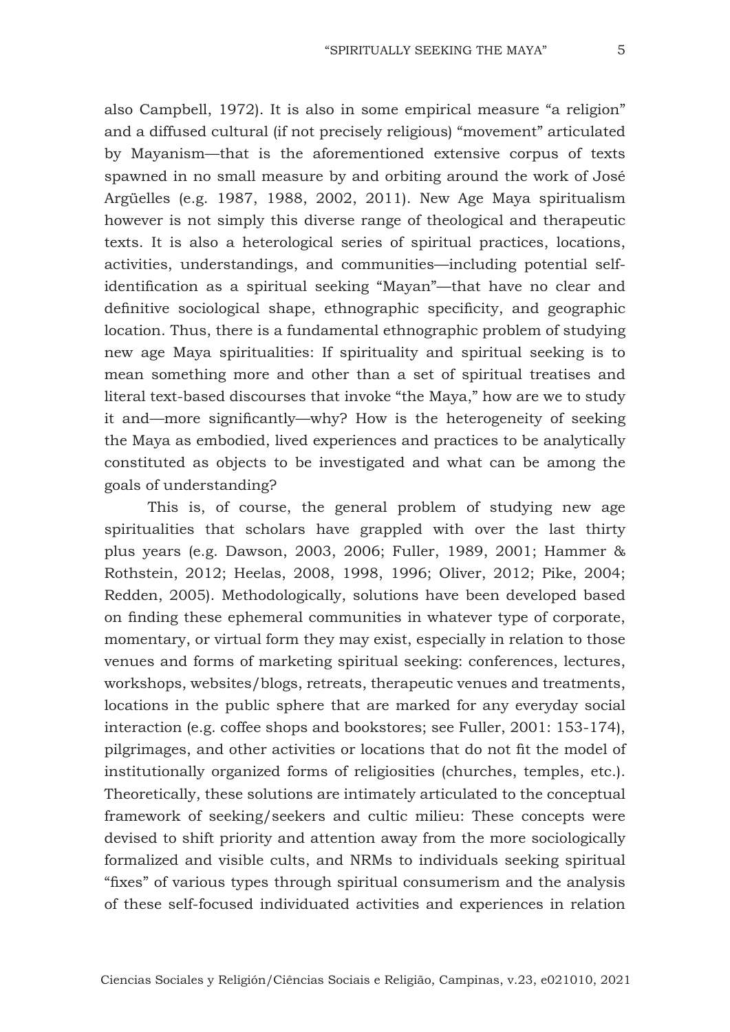also Campbell, 1972). It is also in some empirical measure "a religion" and a diffused cultural (if not precisely religious) "movement" articulated by Mayanism—that is the aforementioned extensive corpus of texts spawned in no small measure by and orbiting around the work of José Argüelles (e.g. 1987, 1988, 2002, 2011). New Age Maya spiritualism however is not simply this diverse range of theological and therapeutic texts. It is also a heterological series of spiritual practices, locations, activities, understandings, and communities—including potential self-identification as a spiritual seeking "Mayan"—that have no clear and definitive sociological shape, ethnographic specificity, and geographic location. Thus, there is a fundamental ethnographic problem of studying new age Maya spiritualities: If spirituality and spiritual seeking is to mean something more and other than a set of spiritual treatises and literal text-based discourses that invoke "the Maya," how are we to study it and—more significantly—why? How is the heterogeneity of seeking the Maya as embodied, lived experiences and practices to be analytically constituted as objects to be investigated and what can be among the goals of understanding?

This is, of course, the general problem of studying new age spiritualities that scholars have grappled with over the last thirty plus years (e.g. Dawson, 2003, 2006; Fuller, 1989, 2001; Hammer & Rothstein, 2012; Heelas, 2008, 1998, 1996; Oliver, 2012; Pike, 2004; Redden, 2005). Methodologically, solutions have been developed based on finding these ephemeral communities in whatever type of corporate, momentary, or virtual form they may exist, especially in relation to those venues and forms of marketing spiritual seeking: conferences, lectures, workshops, websites/blogs, retreats, therapeutic venues and treatments, locations in the public sphere that are marked for any everyday social interaction (e.g. coffee shops and bookstores; see Fuller, 2001: 153-174), pilgrimages, and other activities or locations that do not fit the model of institutionally organized forms of religiosities (churches, temples, etc.). Theoretically, these solutions are intimately articulated to the conceptual framework of seeking/seekers and cultic milieu: These concepts were devised to shift priority and attention away from the more sociologically formalized and visible cults, and NRMs to individuals seeking spiritual "fixes" of various types through spiritual consumerism and the analysis of these self-focused individuated activities and experiences in relation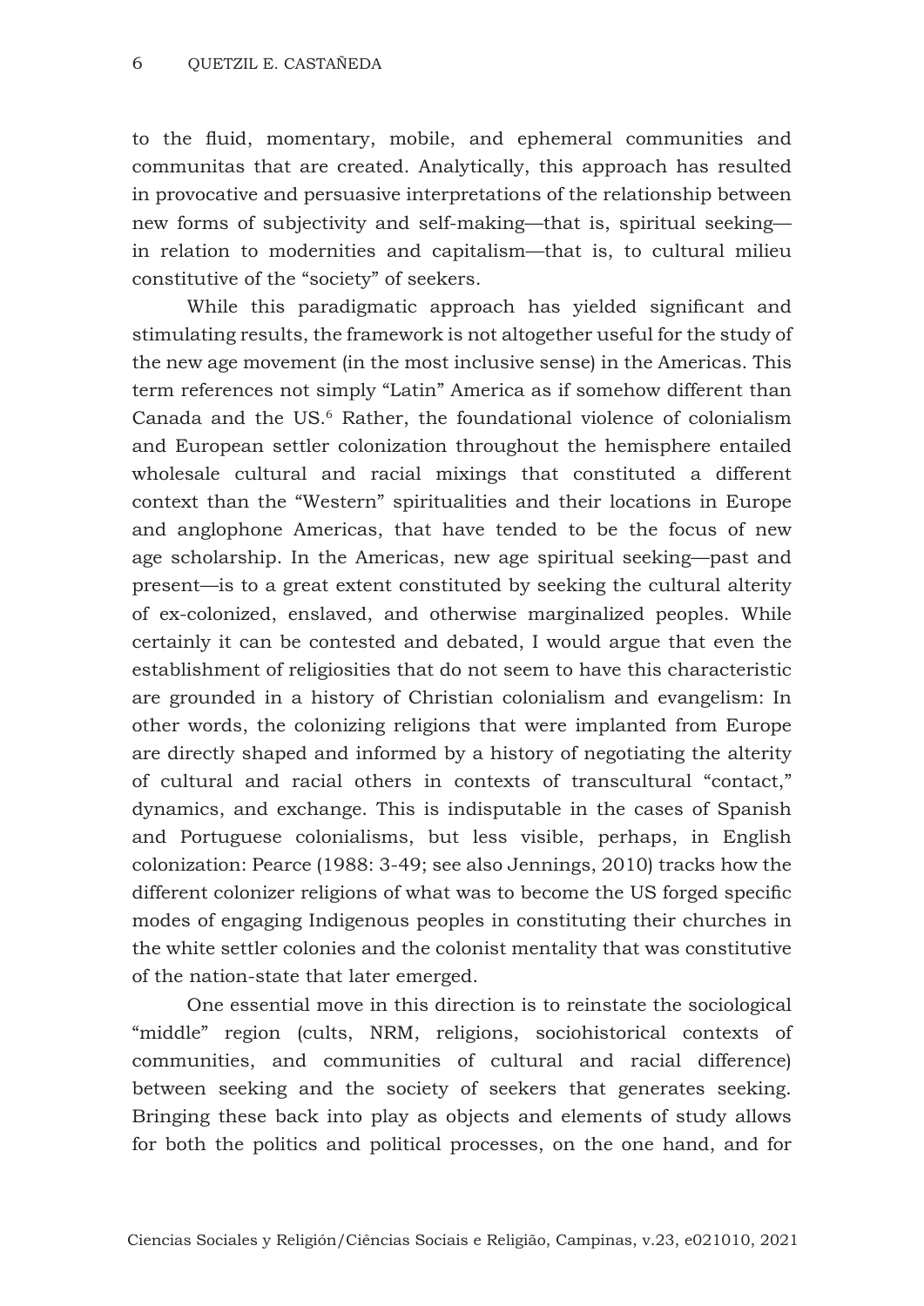to the fluid, momentary, mobile, and ephemeral communities and communitas that are created. Analytically, this approach has resulted in provocative and persuasive interpretations of the relationship between new forms of subjectivity and self-making—that is, spiritual seeking—in relation to modernities and capitalism—that is, to cultural milieu constitutive of the "society" of seekers.

While this paradigmatic approach has yielded significant and stimulating results, the framework is not altogether useful for the study of the new age movement (in the most inclusive sense) in the Americas. This term references not simply "Latin" America as if somehow different than Canada and the US.[6] Rather, the foundational violence of colonialism and European settler colonization throughout the hemisphere entailed wholesale cultural and racial mixings that constituted a different context than the "Western" spiritualities and their locations in Europe and anglophone Americas, that have tended to be the focus of new age scholarship. In the Americas, new age spiritual seeking—past and present—is to a great extent constituted by seeking the cultural alterity of ex-colonized, enslaved, and otherwise marginalized peoples. While certainly it can be contested and debated, I would argue that even the establishment of religiosities that do not seem to have this characteristic are grounded in a history of Christian colonialism and evangelism: In other words, the colonizing religions that were implanted from Europe are directly shaped and informed by a history of negotiating the alterity of cultural and racial others in contexts of transcultural "contact," dynamics, and exchange. This is indisputable in the cases of Spanish and Portuguese colonialisms, but less visible, perhaps, in English colonization: Pearce (1988: 3-49; see also Jennings, 2010) tracks how the different colonizer religions of what was to become the US forged specific modes of engaging Indigenous peoples in constituting their churches in the white settler colonies and the colonist mentality that was constitutive of the nation-state that later emerged.

One essential move in this direction is to reinstate the sociological "middle" region (cults, NRM, religions, sociohistorical contexts of communities, and communities of cultural and racial difference) between seeking and the society of seekers that generates seeking. Bringing these back into play as objects and elements of study allows for both the politics and political processes, on the one hand, and for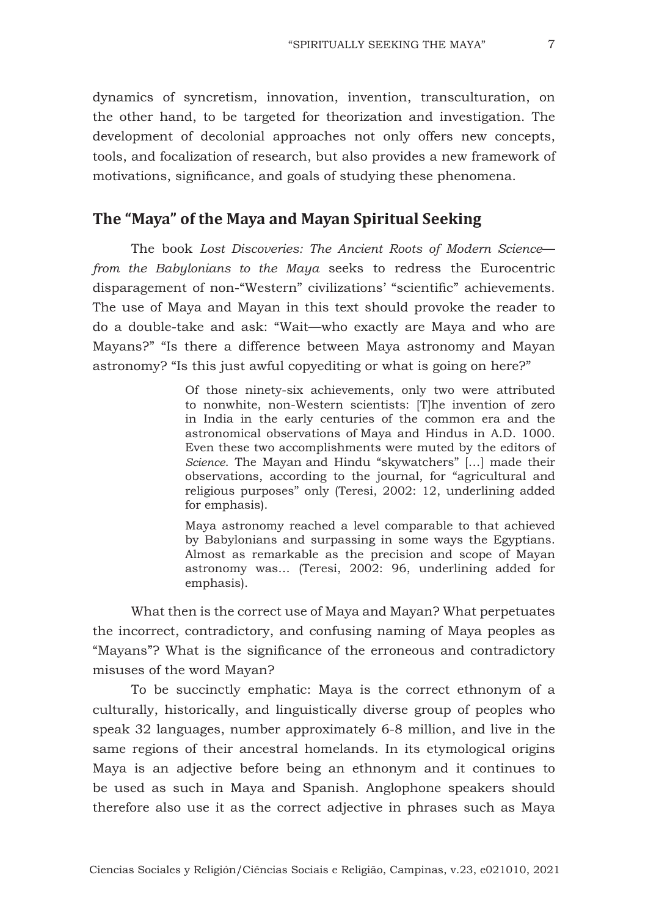dynamics of syncretism, innovation, invention, transculturation, on the other hand, to be targeted for theorization and investigation. The development of decolonial approaches not only offers new concepts, tools, and focalization of research, but also provides a new framework of motivations, significance, and goals of studying these phenomena.

## The "Maya" of the Maya and Mayan Spiritual Seeking

The book *Lost Discoveries: The Ancient Roots of Modern Science—from the Babylonians to the Maya* seeks to redress the Eurocentric disparagement of non-"Western" civilizations' "scientific" achievements. The use of Maya and Mayan in this text should provoke the reader to do a double-take and ask: "Wait—who exactly are Maya and who are Mayans?" "Is there a difference between Maya astronomy and Mayan astronomy? "Is this just awful copyediting or what is going on here?"

> Of those ninety-six achievements, only two were attributed to nonwhite, non-Western scientists: [T]he invention of zero in India in the early centuries of the common era and the astronomical observations of Maya and Hindus in A.D. 1000. Even these two accomplishments were muted by the editors of *Science*. The Mayan and Hindu "skywatchers" [...] made their observations, according to the journal, for "agricultural and religious purposes" only (Teresi, 2002: 12, underlining added for emphasis).
>
> Maya astronomy reached a level comparable to that achieved by Babylonians and surpassing in some ways the Egyptians. Almost as remarkable as the precision and scope of Mayan astronomy was... (Teresi, 2002: 96, underlining added for emphasis).

What then is the correct use of Maya and Mayan? What perpetuates the incorrect, contradictory, and confusing naming of Maya peoples as "Mayans"? What is the significance of the erroneous and contradictory misuses of the word Mayan?

To be succinctly emphatic: Maya is the correct ethnonym of a culturally, historically, and linguistically diverse group of peoples who speak 32 languages, number approximately 6-8 million, and live in the same regions of their ancestral homelands. In its etymological origins Maya is an adjective before being an ethnonym and it continues to be used as such in Maya and Spanish. Anglophone speakers should therefore also use it as the correct adjective in phrases such as Maya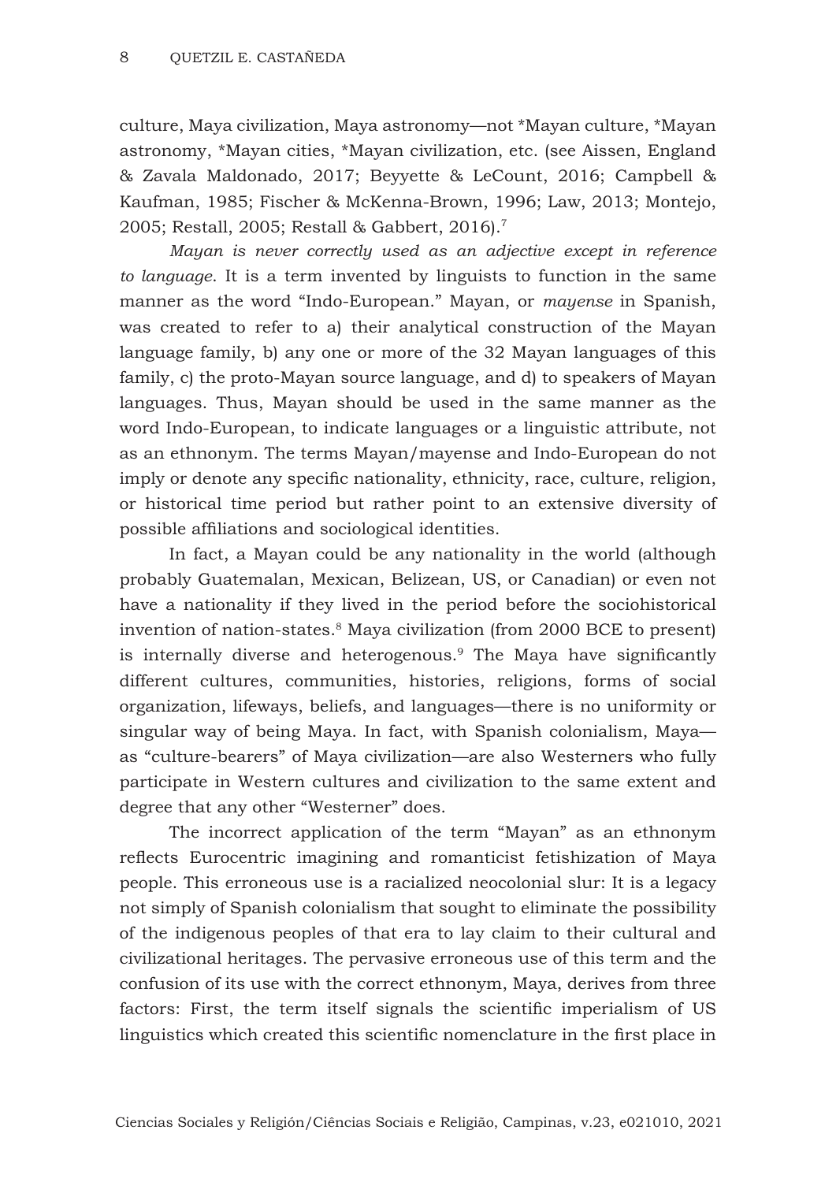culture, Maya civilization, Maya astronomy—not *Mayan culture, *Mayan astronomy, *Mayan cities, *Mayan civilization, etc. (see Aissen, England & Zavala Maldonado, 2017; Beyyette & LeCount, 2016; Campbell & Kaufman, 1985; Fischer & McKenna-Brown, 1996; Law, 2013; Montejo, 2005; Restall, 2005; Restall & Gabbert, 2016).[7]

*Mayan is never correctly used as an adjective except in reference to language*. It is a term invented by linguists to function in the same manner as the word "Indo-European." Mayan, or *mayense* in Spanish, was created to refer to a) their analytical construction of the Mayan language family, b) any one or more of the 32 Mayan languages of this family, c) the proto-Mayan source language, and d) to speakers of Mayan languages. Thus, Mayan should be used in the same manner as the word Indo-European, to indicate languages or a linguistic attribute, not as an ethnonym. The terms Mayan/mayense and Indo-European do not imply or denote any specific nationality, ethnicity, race, culture, religion, or historical time period but rather point to an extensive diversity of possible affiliations and sociological identities.

In fact, a Mayan could be any nationality in the world (although probably Guatemalan, Mexican, Belizean, US, or Canadian) or even not have a nationality if they lived in the period before the sociohistorical invention of nation-states.[8] Maya civilization (from 2000 BCE to present) is internally diverse and heterogenous.[9] The Maya have significantly different cultures, communities, histories, religions, forms of social organization, lifeways, beliefs, and languages—there is no uniformity or singular way of being Maya. In fact, with Spanish colonialism, Maya—as "culture-bearers" of Maya civilization—are also Westerners who fully participate in Western cultures and civilization to the same extent and degree that any other "Westerner" does.

The incorrect application of the term "Mayan" as an ethnonym reflects Eurocentric imagining and romanticist fetishization of Maya people. This erroneous use is a racialized neocolonial slur: It is a legacy not simply of Spanish colonialism that sought to eliminate the possibility of the indigenous peoples of that era to lay claim to their cultural and civilizational heritages. The pervasive erroneous use of this term and the confusion of its use with the correct ethnonym, Maya, derives from three factors: First, the term itself signals the scientific imperialism of US linguistics which created this scientific nomenclature in the first place in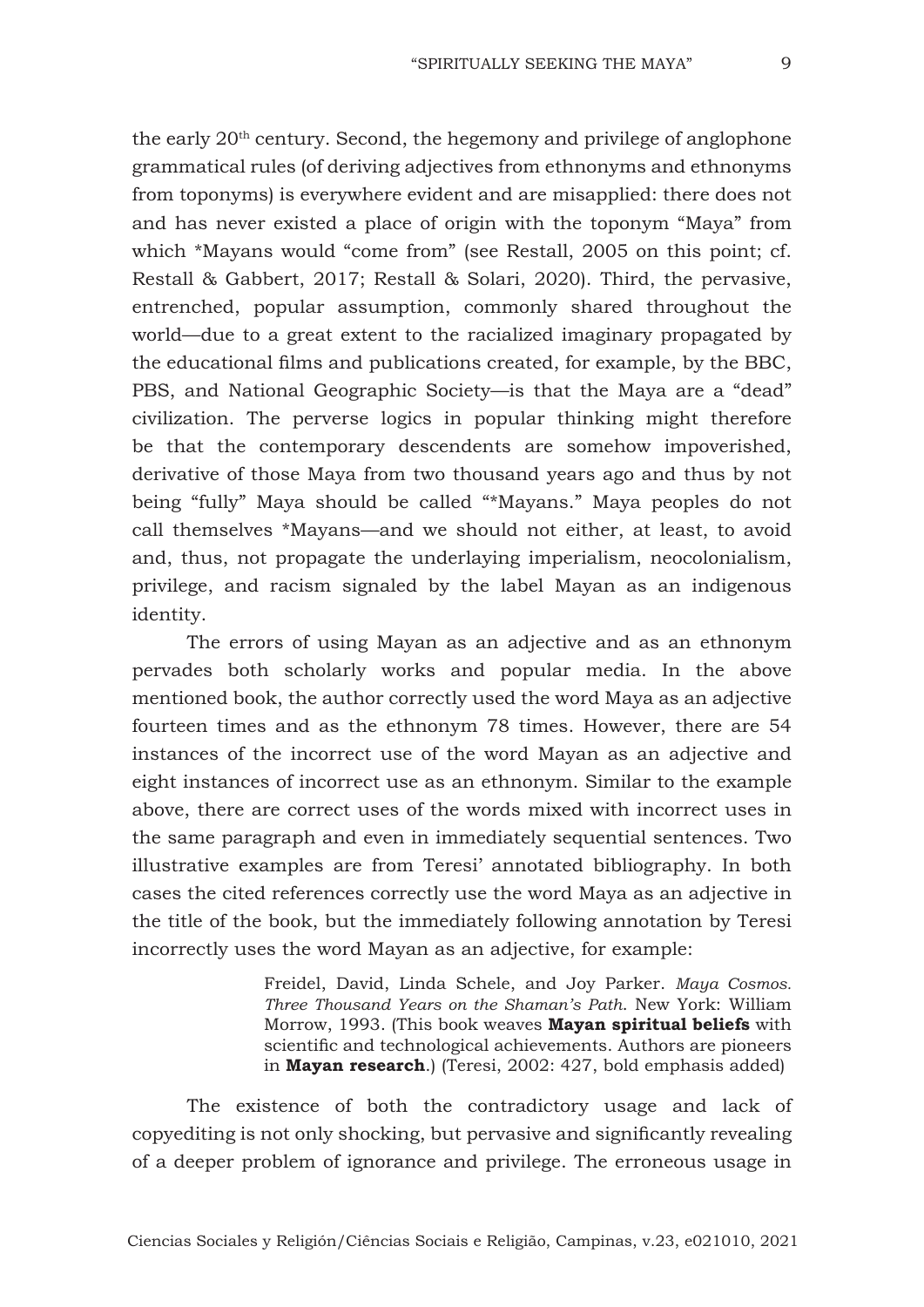the early 20th century. Second, the hegemony and privilege of anglophone grammatical rules (of deriving adjectives from ethnonyms and ethnonyms from toponyms) is everywhere evident and are misapplied: there does not and has never existed a place of origin with the toponym "Maya" from which *Mayans would "come from" (see Restall, 2005 on this point; cf. Restall & Gabbert, 2017; Restall & Solari, 2020). Third, the pervasive, entrenched, popular assumption, commonly shared throughout the world—due to a great extent to the racialized imaginary propagated by the educational films and publications created, for example, by the BBC, PBS, and National Geographic Society—is that the Maya are a "dead" civilization. The perverse logics in popular thinking might therefore be that the contemporary descendents are somehow impoverished, derivative of those Maya from two thousand years ago and thus by not being "fully" Maya should be called "*Mayans." Maya peoples do not call themselves *Mayans—and we should not either, at least, to avoid and, thus, not propagate the underlaying imperialism, neocolonialism, privilege, and racism signaled by the label Mayan as an indigenous identity.

The errors of using Mayan as an adjective and as an ethnonym pervades both scholarly works and popular media. In the above mentioned book, the author correctly used the word Maya as an adjective fourteen times and as the ethnonym 78 times. However, there are 54 instances of the incorrect use of the word Mayan as an adjective and eight instances of incorrect use as an ethnonym. Similar to the example above, there are correct uses of the words mixed with incorrect uses in the same paragraph and even in immediately sequential sentences. Two illustrative examples are from Teresi' annotated bibliography. In both cases the cited references correctly use the word Maya as an adjective in the title of the book, but the immediately following annotation by Teresi incorrectly uses the word Mayan as an adjective, for example:

> Freidel, David, Linda Schele, and Joy Parker. *Maya Cosmos. Three Thousand Years on the Shaman's Path*. New York: William Morrow, 1993. (This book weaves **Mayan spiritual beliefs** with scientific and technological achievements. Authors are pioneers in **Mayan research**.) (Teresi, 2002: 427, bold emphasis added)

The existence of both the contradictory usage and lack of copyediting is not only shocking, but pervasive and significantly revealing of a deeper problem of ignorance and privilege. The erroneous usage in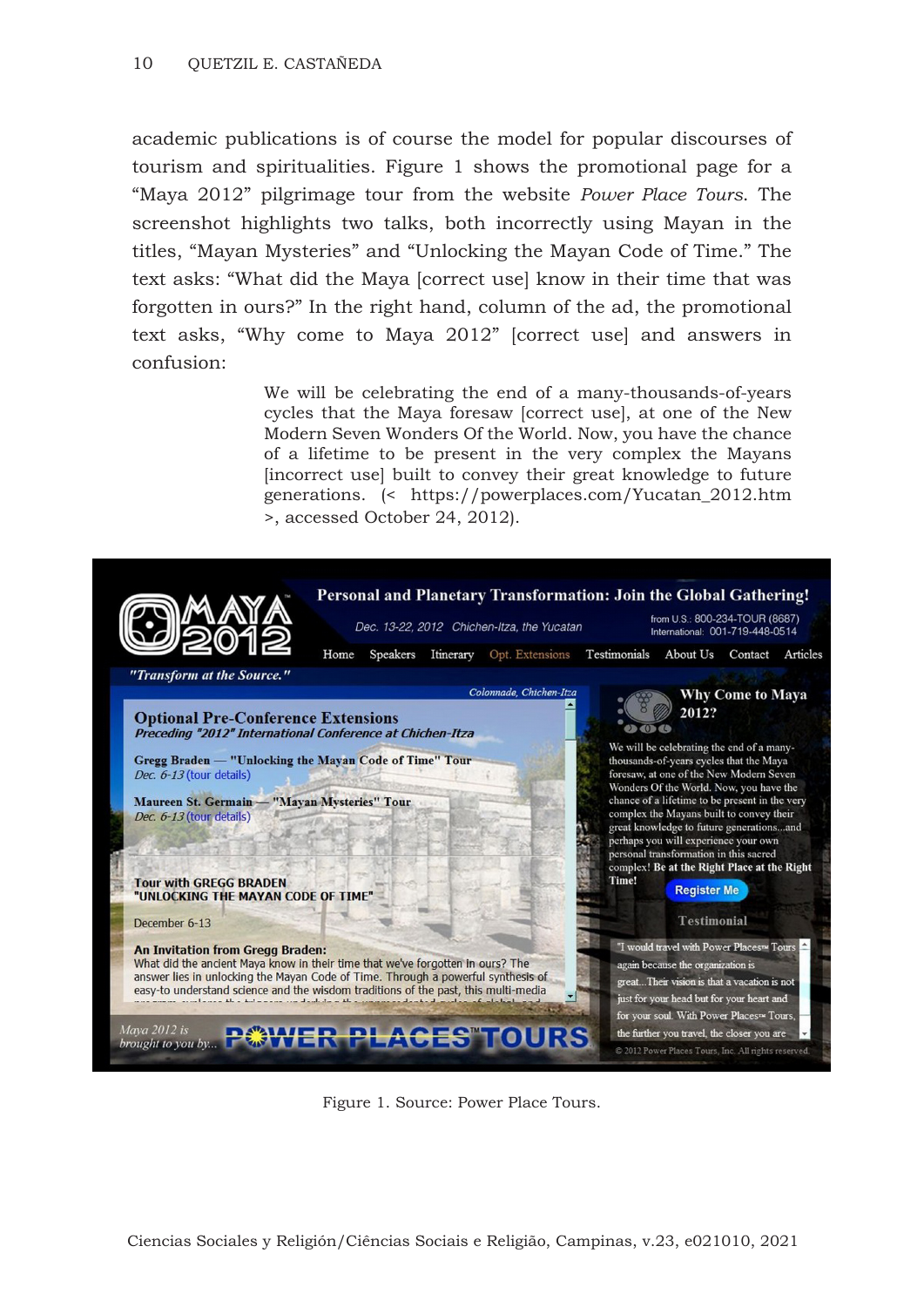academic publications is of course the model for popular discourses of tourism and spiritualities. Figure 1 shows the promotional page for a "Maya 2012" pilgrimage tour from the website *Power Place Tours*. The screenshot highlights two talks, both incorrectly using Mayan in the titles, "Mayan Mysteries" and "Unlocking the Mayan Code of Time." The text asks: "What did the Maya [correct use] know in their time that was forgotten in ours?" In the right hand, column of the ad, the promotional text asks, "Why come to Maya 2012" [correct use] and answers in confusion:

> We will be celebrating the end of a many-thousands-of-years cycles that the Maya foresaw [correct use], at one of the New Modern Seven Wonders Of the World. Now, you have the chance of a lifetime to be present in the very complex the Mayans [incorrect use] built to convey their great knowledge to future generations. (< https://powerplaces.com/Yucatan_2012.htm >, accessed October 24, 2012).

Figure 1. Source: Power Place Tours.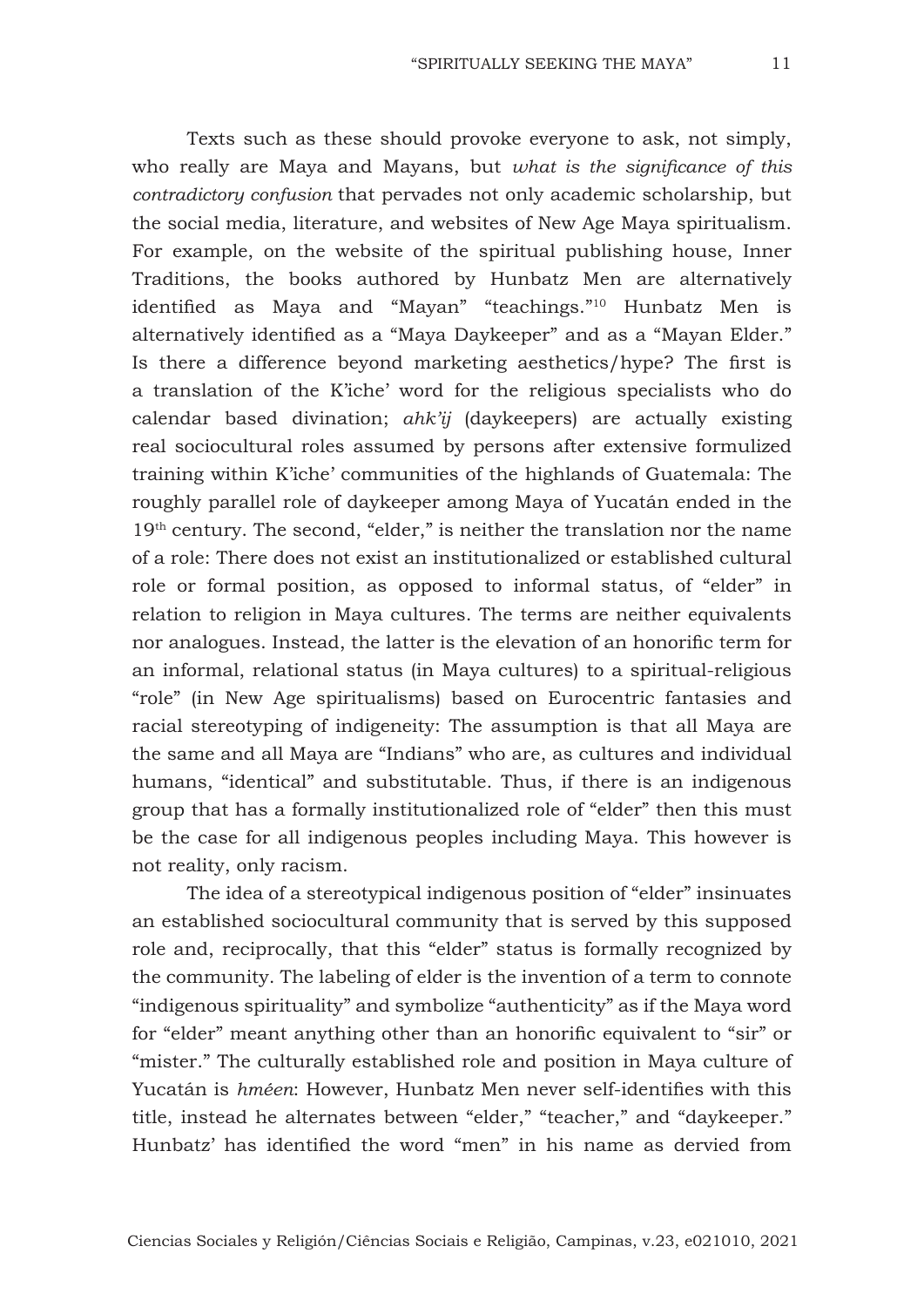Texts such as these should provoke everyone to ask, not simply, who really are Maya and Mayans, but *what is the significance of this contradictory confusion* that pervades not only academic scholarship, but the social media, literature, and websites of New Age Maya spiritualism. For example, on the website of the spiritual publishing house, Inner Traditions, the books authored by Hunbatz Men are alternatively identified as Maya and "Mayan" "teachings."[10] Hunbatz Men is alternatively identified as a "Maya Daykeeper" and as a "Mayan Elder." Is there a difference beyond marketing aesthetics/hype? The first is a translation of the K'iche' word for the religious specialists who do calendar based divination; *ahk'ij* (daykeepers) are actually existing real sociocultural roles assumed by persons after extensive formulized training within K'iche' communities of the highlands of Guatemala: The roughly parallel role of daykeeper among Maya of Yucatán ended in the 19th century. The second, "elder," is neither the translation nor the name of a role: There does not exist an institutionalized or established cultural role or formal position, as opposed to informal status, of "elder" in relation to religion in Maya cultures. The terms are neither equivalents nor analogues. Instead, the latter is the elevation of an honorific term for an informal, relational status (in Maya cultures) to a spiritual-religious "role" (in New Age spiritualisms) based on Eurocentric fantasies and racial stereotyping of indigeneity: The assumption is that all Maya are the same and all Maya are "Indians" who are, as cultures and individual humans, "identical" and substitutable. Thus, if there is an indigenous group that has a formally institutionalized role of "elder" then this must be the case for all indigenous peoples including Maya. This however is not reality, only racism.

The idea of a stereotypical indigenous position of "elder" insinuates an established sociocultural community that is served by this supposed role and, reciprocally, that this "elder" status is formally recognized by the community. The labeling of elder is the invention of a term to connote "indigenous spirituality" and symbolize "authenticity" as if the Maya word for "elder" meant anything other than an honorific equivalent to "sir" or "mister." The culturally established role and position in Maya culture of Yucatán is *hméen*: However, Hunbatz Men never self-identifies with this title, instead he alternates between "elder," "teacher," and "daykeeper." Hunbatz' has identified the word "men" in his name as dervied from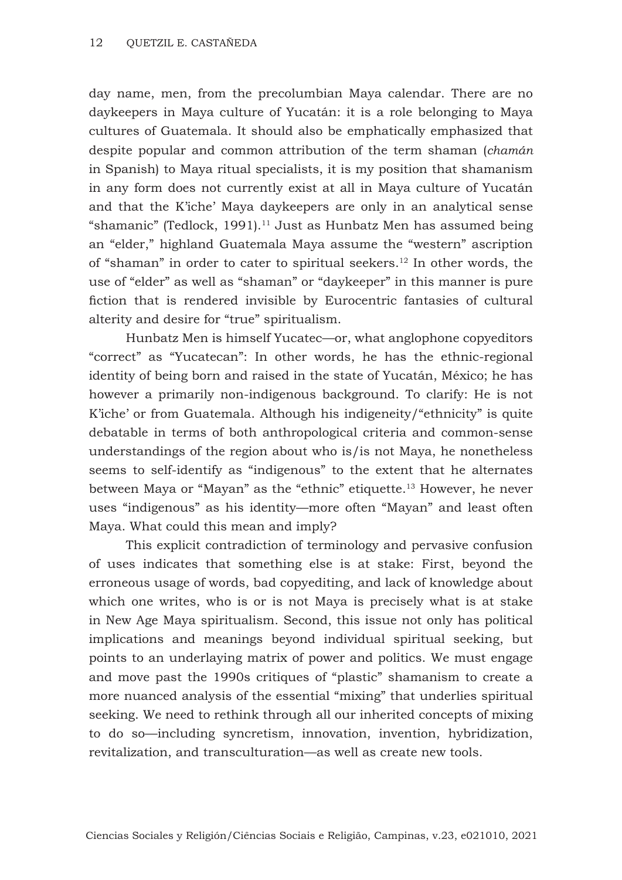day name, men, from the precolumbian Maya calendar. There are no daykeepers in Maya culture of Yucatán: it is a role belonging to Maya cultures of Guatemala. It should also be emphatically emphasized that despite popular and common attribution of the term shaman (*chamán* in Spanish) to Maya ritual specialists, it is my position that shamanism in any form does not currently exist at all in Maya culture of Yucatán and that the K'iche' Maya daykeepers are only in an analytical sense "shamanic" (Tedlock, 1991).[11] Just as Hunbatz Men has assumed being an "elder," highland Guatemala Maya assume the "western" ascription of "shaman" in order to cater to spiritual seekers.[12] In other words, the use of "elder" as well as "shaman" or "daykeeper" in this manner is pure fiction that is rendered invisible by Eurocentric fantasies of cultural alterity and desire for "true" spiritualism.

Hunbatz Men is himself Yucatec—or, what anglophone copyeditors "correct" as "Yucatecan": In other words, he has the ethnic-regional identity of being born and raised in the state of Yucatán, México; he has however a primarily non-indigenous background. To clarify: He is not K'iche' or from Guatemala. Although his indigeneity/"ethnicity" is quite debatable in terms of both anthropological criteria and common-sense understandings of the region about who is/is not Maya, he nonetheless seems to self-identify as "indigenous" to the extent that he alternates between Maya or "Mayan" as the "ethnic" etiquette.[13] However, he never uses "indigenous" as his identity—more often "Mayan" and least often Maya. What could this mean and imply?

This explicit contradiction of terminology and pervasive confusion of uses indicates that something else is at stake: First, beyond the erroneous usage of words, bad copyediting, and lack of knowledge about which one writes, who is or is not Maya is precisely what is at stake in New Age Maya spiritualism. Second, this issue not only has political implications and meanings beyond individual spiritual seeking, but points to an underlaying matrix of power and politics. We must engage and move past the 1990s critiques of "plastic" shamanism to create a more nuanced analysis of the essential "mixing" that underlies spiritual seeking. We need to rethink through all our inherited concepts of mixing to do so—including syncretism, innovation, invention, hybridization, revitalization, and transculturation—as well as create new tools.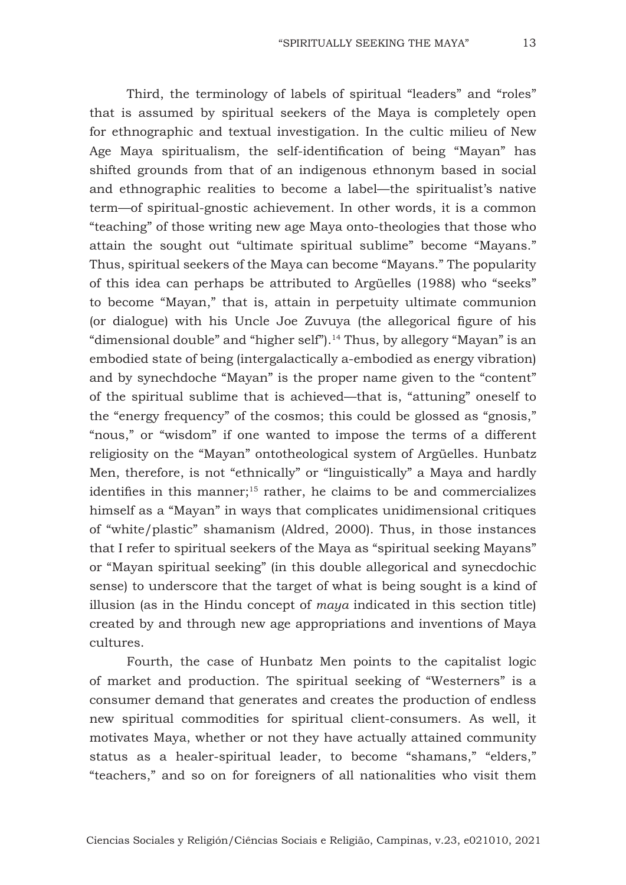Third, the terminology of labels of spiritual "leaders" and "roles" that is assumed by spiritual seekers of the Maya is completely open for ethnographic and textual investigation. In the cultic milieu of New Age Maya spiritualism, the self-identification of being "Mayan" has shifted grounds from that of an indigenous ethnonym based in social and ethnographic realities to become a label—the spiritualist's native term—of spiritual-gnostic achievement. In other words, it is a common "teaching" of those writing new age Maya onto-theologies that those who attain the sought out "ultimate spiritual sublime" become "Mayans." Thus, spiritual seekers of the Maya can become "Mayans." The popularity of this idea can perhaps be attributed to Argüelles (1988) who "seeks" to become "Mayan," that is, attain in perpetuity ultimate communion (or dialogue) with his Uncle Joe Zuvuya (the allegorical figure of his "dimensional double" and "higher self").[14] Thus, by allegory "Mayan" is an embodied state of being (intergalactically a-embodied as energy vibration) and by synechdoche "Mayan" is the proper name given to the "content" of the spiritual sublime that is achieved—that is, "attuning" oneself to the "energy frequency" of the cosmos; this could be glossed as "gnosis," "nous," or "wisdom" if one wanted to impose the terms of a different religiosity on the "Mayan" ontotheological system of Argüelles. Hunbatz Men, therefore, is not "ethnically" or "linguistically" a Maya and hardly identifies in this manner;[15] rather, he claims to be and commercializes himself as a "Mayan" in ways that complicates unidimensional critiques of "white/plastic" shamanism (Aldred, 2000). Thus, in those instances that I refer to spiritual seekers of the Maya as "spiritual seeking Mayans" or "Mayan spiritual seeking" (in this double allegorical and synecdochic sense) to underscore that the target of what is being sought is a kind of illusion (as in the Hindu concept of *maya* indicated in this section title) created by and through new age appropriations and inventions of Maya cultures.

Fourth, the case of Hunbatz Men points to the capitalist logic of market and production. The spiritual seeking of "Westerners" is a consumer demand that generates and creates the production of endless new spiritual commodities for spiritual client-consumers. As well, it motivates Maya, whether or not they have actually attained community status as a healer-spiritual leader, to become "shamans," "elders," "teachers," and so on for foreigners of all nationalities who visit them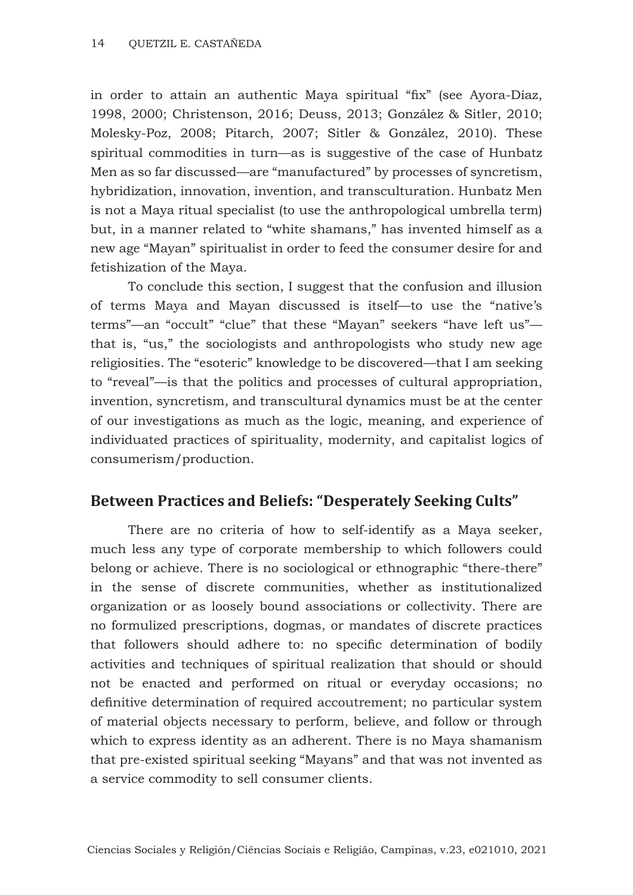in order to attain an authentic Maya spiritual "fix" (see Ayora-Díaz, 1998, 2000; Christenson, 2016; Deuss, 2013; González & Sitler, 2010; Molesky-Poz, 2008; Pitarch, 2007; Sitler & González, 2010). These spiritual commodities in turn—as is suggestive of the case of Hunbatz Men as so far discussed—are "manufactured" by processes of syncretism, hybridization, innovation, invention, and transculturation. Hunbatz Men is not a Maya ritual specialist (to use the anthropological umbrella term) but, in a manner related to "white shamans," has invented himself as a new age "Mayan" spiritualist in order to feed the consumer desire for and fetishization of the Maya.

To conclude this section, I suggest that the confusion and illusion of terms Maya and Mayan discussed is itself—to use the "native's terms"—an "occult" "clue" that these "Mayan" seekers "have left us"—that is, "us," the sociologists and anthropologists who study new age religiosities. The "esoteric" knowledge to be discovered—that I am seeking to "reveal"—is that the politics and processes of cultural appropriation, invention, syncretism, and transcultural dynamics must be at the center of our investigations as much as the logic, meaning, and experience of individuated practices of spirituality, modernity, and capitalist logics of consumerism/production.

## Between Practices and Beliefs: "Desperately Seeking Cults"

There are no criteria of how to self-identify as a Maya seeker, much less any type of corporate membership to which followers could belong or achieve. There is no sociological or ethnographic "there-there" in the sense of discrete communities, whether as institutionalized organization or as loosely bound associations or collectivity. There are no formulized prescriptions, dogmas, or mandates of discrete practices that followers should adhere to: no specific determination of bodily activities and techniques of spiritual realization that should or should not be enacted and performed on ritual or everyday occasions; no definitive determination of required accoutrement; no particular system of material objects necessary to perform, believe, and follow or through which to express identity as an adherent. There is no Maya shamanism that pre-existed spiritual seeking "Mayans" and that was not invented as a service commodity to sell consumer clients.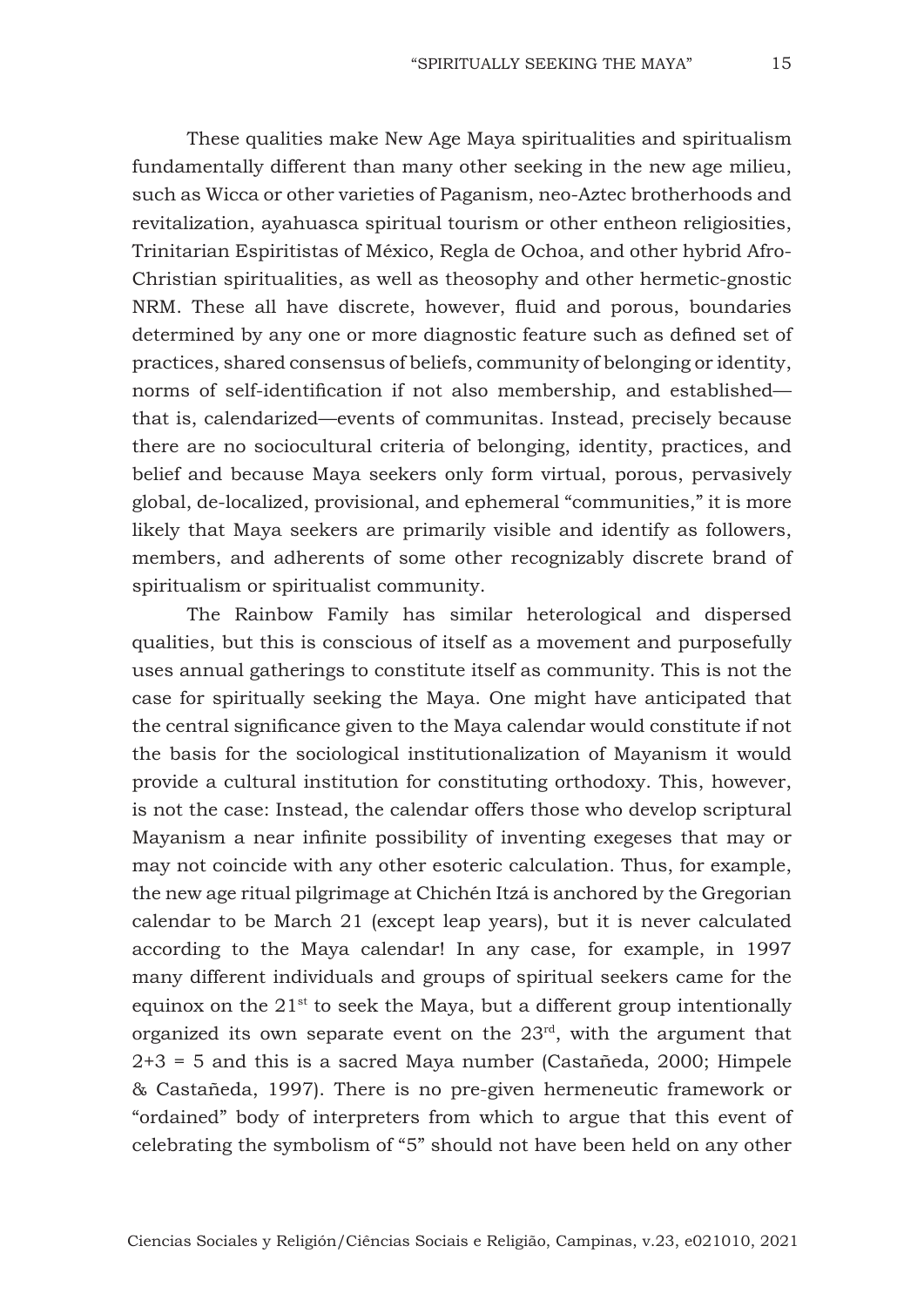These qualities make New Age Maya spiritualities and spiritualism fundamentally different than many other seeking in the new age milieu, such as Wicca or other varieties of Paganism, neo-Aztec brotherhoods and revitalization, ayahuasca spiritual tourism or other entheon religiosities, Trinitarian Espiritistas of México, Regla de Ochoa, and other hybrid Afro-Christian spiritualities, as well as theosophy and other hermetic-gnostic NRM. These all have discrete, however, fluid and porous, boundaries determined by any one or more diagnostic feature such as defined set of practices, shared consensus of beliefs, community of belonging or identity, norms of self-identification if not also membership, and established—that is, calendarized—events of communitas. Instead, precisely because there are no sociocultural criteria of belonging, identity, practices, and belief and because Maya seekers only form virtual, porous, pervasively global, de-localized, provisional, and ephemeral "communities," it is more likely that Maya seekers are primarily visible and identify as followers, members, and adherents of some other recognizably discrete brand of spiritualism or spiritualist community.

The Rainbow Family has similar heterological and dispersed qualities, but this is conscious of itself as a movement and purposefully uses annual gatherings to constitute itself as community. This is not the case for spiritually seeking the Maya. One might have anticipated that the central significance given to the Maya calendar would constitute if not the basis for the sociological institutionalization of Mayanism it would provide a cultural institution for constituting orthodoxy. This, however, is not the case: Instead, the calendar offers those who develop scriptural Mayanism a near infinite possibility of inventing exegeses that may or may not coincide with any other esoteric calculation. Thus, for example, the new age ritual pilgrimage at Chichén Itzá is anchored by the Gregorian calendar to be March 21 (except leap years), but it is never calculated according to the Maya calendar! In any case, for example, in 1997 many different individuals and groups of spiritual seekers came for the equinox on the 21st to seek the Maya, but a different group intentionally organized its own separate event on the 23rd, with the argument that 2+3 = 5 and this is a sacred Maya number (Castañeda, 2000; Himpele & Castañeda, 1997). There is no pre-given hermeneutic framework or "ordained" body of interpreters from which to argue that this event of celebrating the symbolism of "5" should not have been held on any other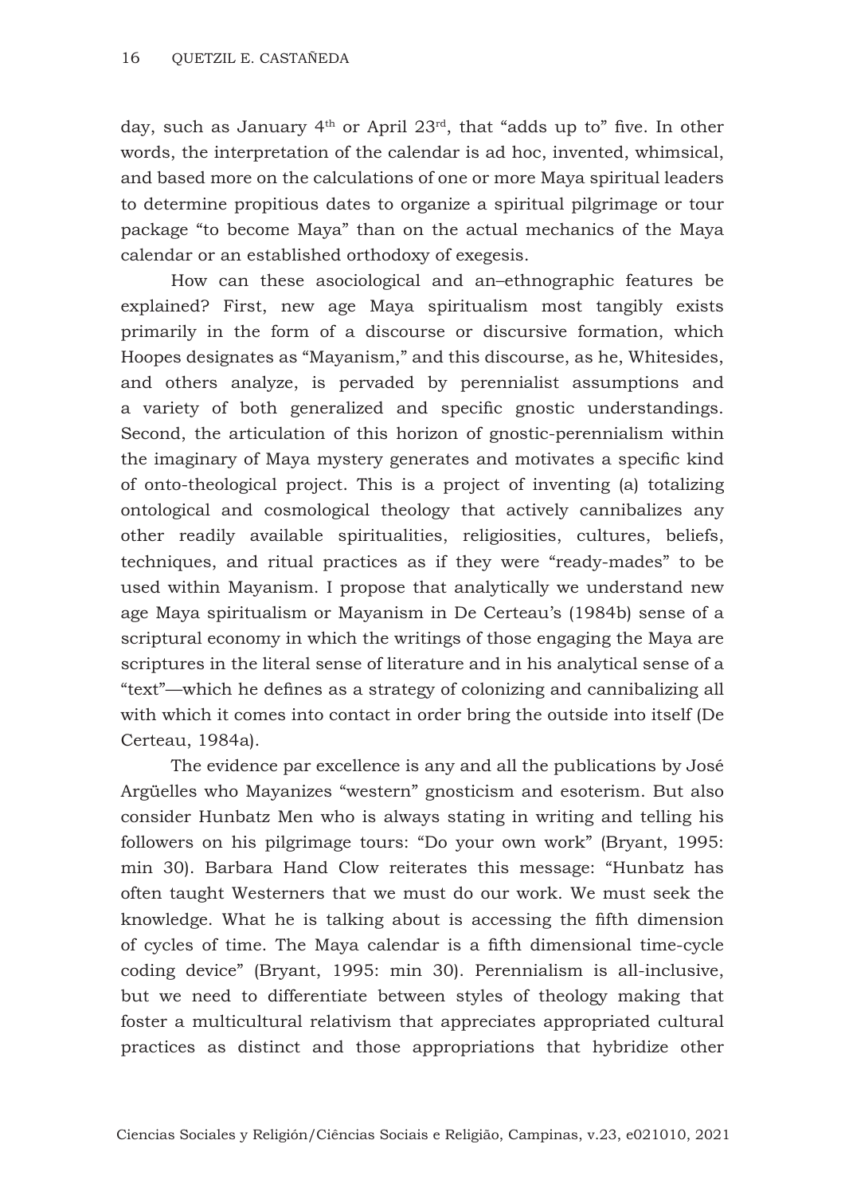day, such as January 4th or April 23rd, that "adds up to" five. In other words, the interpretation of the calendar is ad hoc, invented, whimsical, and based more on the calculations of one or more Maya spiritual leaders to determine propitious dates to organize a spiritual pilgrimage or tour package "to become Maya" than on the actual mechanics of the Maya calendar or an established orthodoxy of exegesis.

How can these asociological and an–ethnographic features be explained? First, new age Maya spiritualism most tangibly exists primarily in the form of a discourse or discursive formation, which Hoopes designates as "Mayanism," and this discourse, as he, Whitesides, and others analyze, is pervaded by perennialist assumptions and a variety of both generalized and specific gnostic understandings. Second, the articulation of this horizon of gnostic-perennialism within the imaginary of Maya mystery generates and motivates a specific kind of onto-theological project. This is a project of inventing (a) totalizing ontological and cosmological theology that actively cannibalizes any other readily available spiritualities, religiosities, cultures, beliefs, techniques, and ritual practices as if they were "ready-mades" to be used within Mayanism. I propose that analytically we understand new age Maya spiritualism or Mayanism in De Certeau's (1984b) sense of a scriptural economy in which the writings of those engaging the Maya are scriptures in the literal sense of literature and in his analytical sense of a "text"—which he defines as a strategy of colonizing and cannibalizing all with which it comes into contact in order bring the outside into itself (De Certeau, 1984a).

The evidence par excellence is any and all the publications by José Argüelles who Mayanizes "western" gnosticism and esoterism. But also consider Hunbatz Men who is always stating in writing and telling his followers on his pilgrimage tours: "Do your own work" (Bryant, 1995: min 30). Barbara Hand Clow reiterates this message: "Hunbatz has often taught Westerners that we must do our work. We must seek the knowledge. What he is talking about is accessing the fifth dimension of cycles of time. The Maya calendar is a fifth dimensional time-cycle coding device" (Bryant, 1995: min 30). Perennialism is all-inclusive, but we need to differentiate between styles of theology making that foster a multicultural relativism that appreciates appropriated cultural practices as distinct and those appropriations that hybridize other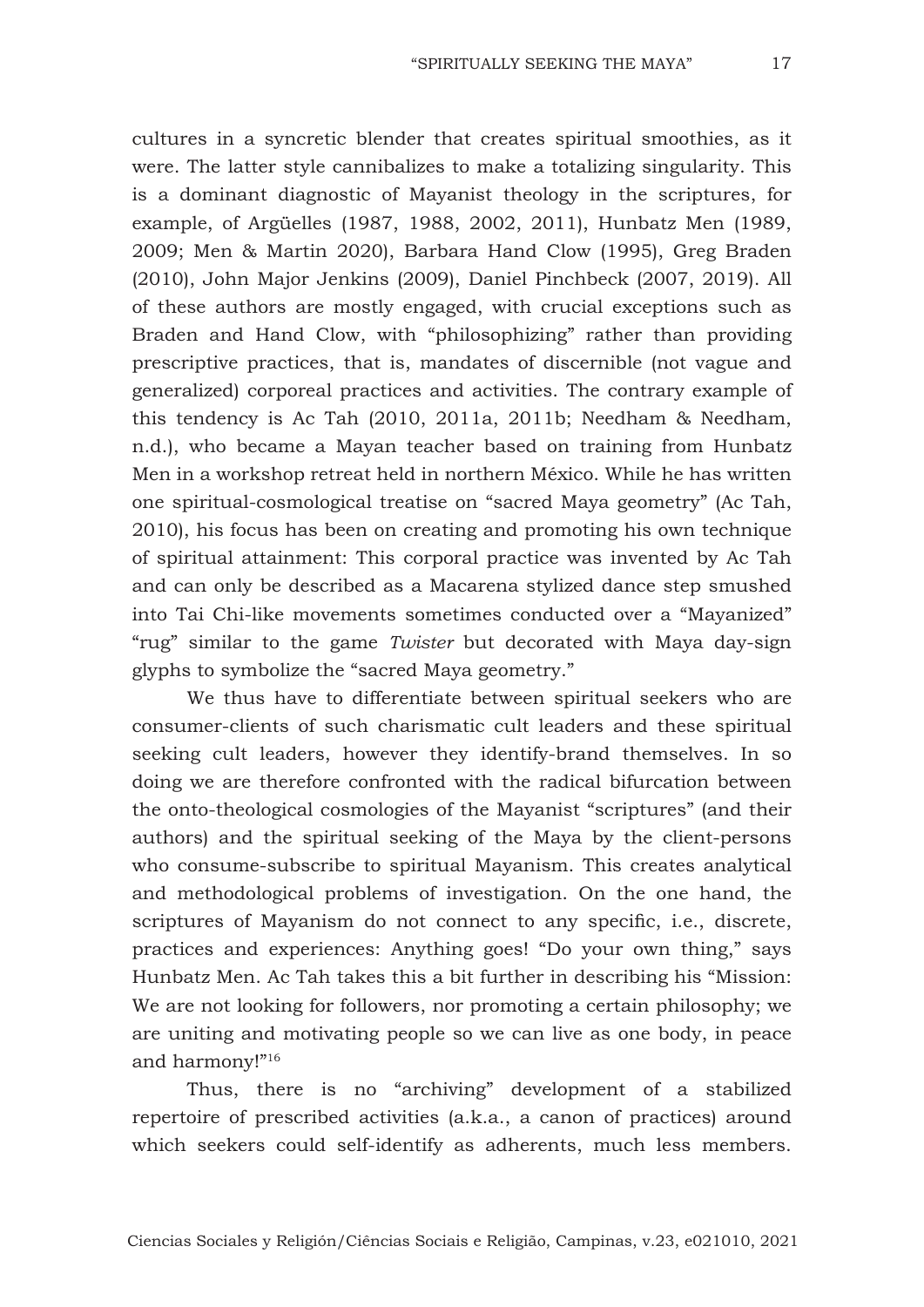cultures in a syncretic blender that creates spiritual smoothies, as it were. The latter style cannibalizes to make a totalizing singularity. This is a dominant diagnostic of Mayanist theology in the scriptures, for example, of Argüelles (1987, 1988, 2002, 2011), Hunbatz Men (1989, 2009; Men & Martin 2020), Barbara Hand Clow (1995), Greg Braden (2010), John Major Jenkins (2009), Daniel Pinchbeck (2007, 2019). All of these authors are mostly engaged, with crucial exceptions such as Braden and Hand Clow, with "philosophizing" rather than providing prescriptive practices, that is, mandates of discernible (not vague and generalized) corporeal practices and activities. The contrary example of this tendency is Ac Tah (2010, 2011a, 2011b; Needham & Needham, n.d.), who became a Mayan teacher based on training from Hunbatz Men in a workshop retreat held in northern México. While he has written one spiritual-cosmological treatise on "sacred Maya geometry" (Ac Tah, 2010), his focus has been on creating and promoting his own technique of spiritual attainment: This corporal practice was invented by Ac Tah and can only be described as a Macarena stylized dance step smushed into Tai Chi-like movements sometimes conducted over a "Mayanized" "rug" similar to the game *Twister* but decorated with Maya day-sign glyphs to symbolize the "sacred Maya geometry."

We thus have to differentiate between spiritual seekers who are consumer-clients of such charismatic cult leaders and these spiritual seeking cult leaders, however they identify-brand themselves. In so doing we are therefore confronted with the radical bifurcation between the onto-theological cosmologies of the Mayanist "scriptures" (and their authors) and the spiritual seeking of the Maya by the client-persons who consume-subscribe to spiritual Mayanism. This creates analytical and methodological problems of investigation. On the one hand, the scriptures of Mayanism do not connect to any specific, i.e., discrete, practices and experiences: Anything goes! "Do your own thing," says Hunbatz Men. Ac Tah takes this a bit further in describing his "Mission: We are not looking for followers, nor promoting a certain philosophy; we are uniting and motivating people so we can live as one body, in peace and harmony!"[16]

Thus, there is no "archiving" development of a stabilized repertoire of prescribed activities (a.k.a., a canon of practices) around which seekers could self-identify as adherents, much less members.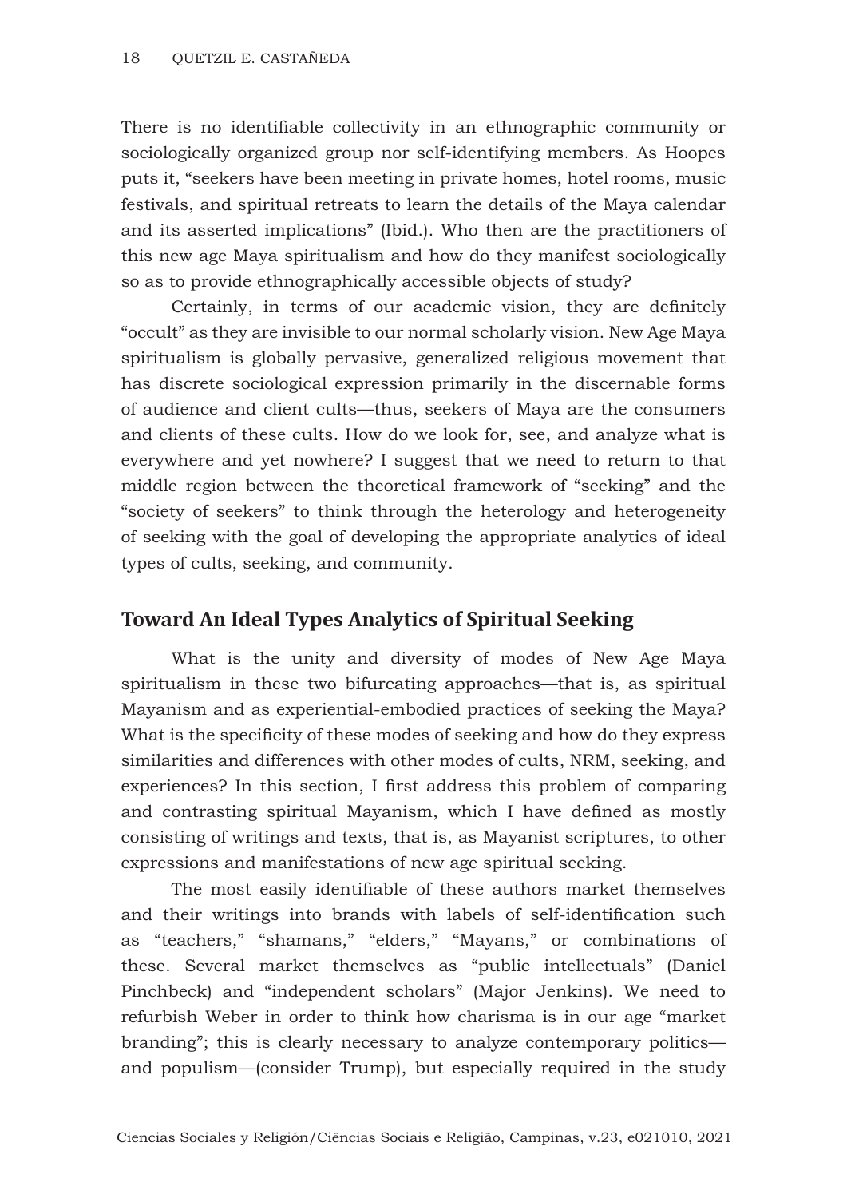There is no identifiable collectivity in an ethnographic community or sociologically organized group nor self-identifying members. As Hoopes puts it, "seekers have been meeting in private homes, hotel rooms, music festivals, and spiritual retreats to learn the details of the Maya calendar and its asserted implications" (Ibid.). Who then are the practitioners of this new age Maya spiritualism and how do they manifest sociologically so as to provide ethnographically accessible objects of study?

Certainly, in terms of our academic vision, they are definitely "occult" as they are invisible to our normal scholarly vision. New Age Maya spiritualism is globally pervasive, generalized religious movement that has discrete sociological expression primarily in the discernable forms of audience and client cults—thus, seekers of Maya are the consumers and clients of these cults. How do we look for, see, and analyze what is everywhere and yet nowhere? I suggest that we need to return to that middle region between the theoretical framework of "seeking" and the "society of seekers" to think through the heterology and heterogeneity of seeking with the goal of developing the appropriate analytics of ideal types of cults, seeking, and community.

## Toward An Ideal Types Analytics of Spiritual Seeking

What is the unity and diversity of modes of New Age Maya spiritualism in these two bifurcating approaches—that is, as spiritual Mayanism and as experiential-embodied practices of seeking the Maya? What is the specificity of these modes of seeking and how do they express similarities and differences with other modes of cults, NRM, seeking, and experiences? In this section, I first address this problem of comparing and contrasting spiritual Mayanism, which I have defined as mostly consisting of writings and texts, that is, as Mayanist scriptures, to other expressions and manifestations of new age spiritual seeking.

The most easily identifiable of these authors market themselves and their writings into brands with labels of self-identification such as "teachers," "shamans," "elders," "Mayans," or combinations of these. Several market themselves as "public intellectuals" (Daniel Pinchbeck) and "independent scholars" (Major Jenkins). We need to refurbish Weber in order to think how charisma is in our age "market branding"; this is clearly necessary to analyze contemporary politics—and populism—(consider Trump), but especially required in the study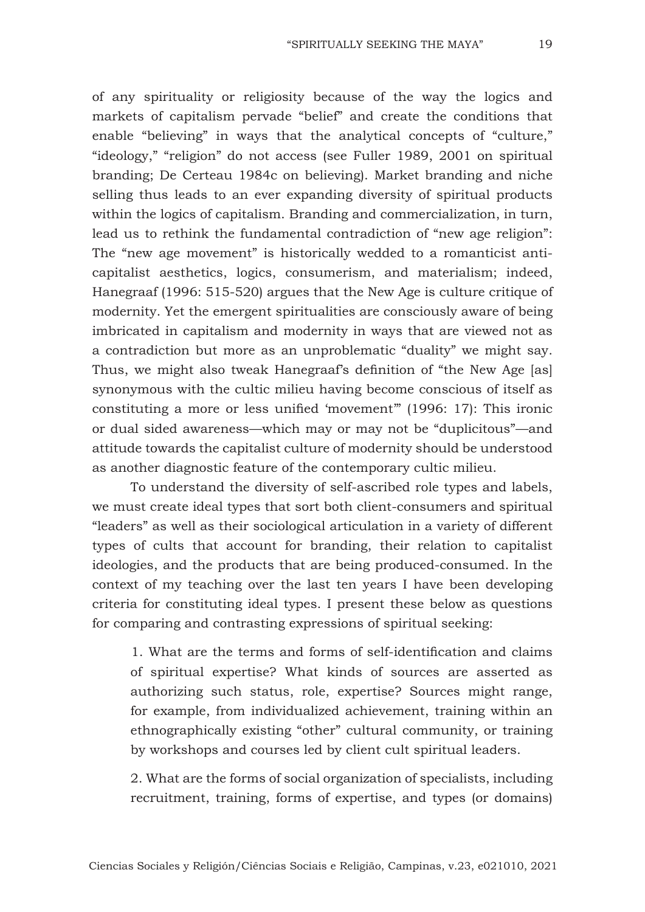of any spirituality or religiosity because of the way the logics and markets of capitalism pervade "belief" and create the conditions that enable "believing" in ways that the analytical concepts of "culture," "ideology," "religion" do not access (see Fuller 1989, 2001 on spiritual branding; De Certeau 1984c on believing). Market branding and niche selling thus leads to an ever expanding diversity of spiritual products within the logics of capitalism. Branding and commercialization, in turn, lead us to rethink the fundamental contradiction of "new age religion": The "new age movement" is historically wedded to a romanticist anti-capitalist aesthetics, logics, consumerism, and materialism; indeed, Hanegraaf (1996: 515-520) argues that the New Age is culture critique of modernity. Yet the emergent spiritualities are consciously aware of being imbricated in capitalism and modernity in ways that are viewed not as a contradiction but more as an unproblematic "duality" we might say. Thus, we might also tweak Hanegraaf's definition of "the New Age [as] synonymous with the cultic milieu having become conscious of itself as constituting a more or less unified 'movement'" (1996: 17): This ironic or dual sided awareness—which may or may not be "duplicitous"—and attitude towards the capitalist culture of modernity should be understood as another diagnostic feature of the contemporary cultic milieu.

To understand the diversity of self-ascribed role types and labels, we must create ideal types that sort both client-consumers and spiritual "leaders" as well as their sociological articulation in a variety of different types of cults that account for branding, their relation to capitalist ideologies, and the products that are being produced-consumed. In the context of my teaching over the last ten years I have been developing criteria for constituting ideal types. I present these below as questions for comparing and contrasting expressions of spiritual seeking:

> 1. What are the terms and forms of self-identification and claims of spiritual expertise? What kinds of sources are asserted as authorizing such status, role, expertise? Sources might range, for example, from individualized achievement, training within an ethnographically existing "other" cultural community, or training by workshops and courses led by client cult spiritual leaders.
>
> 2. What are the forms of social organization of specialists, including recruitment, training, forms of expertise, and types (or domains)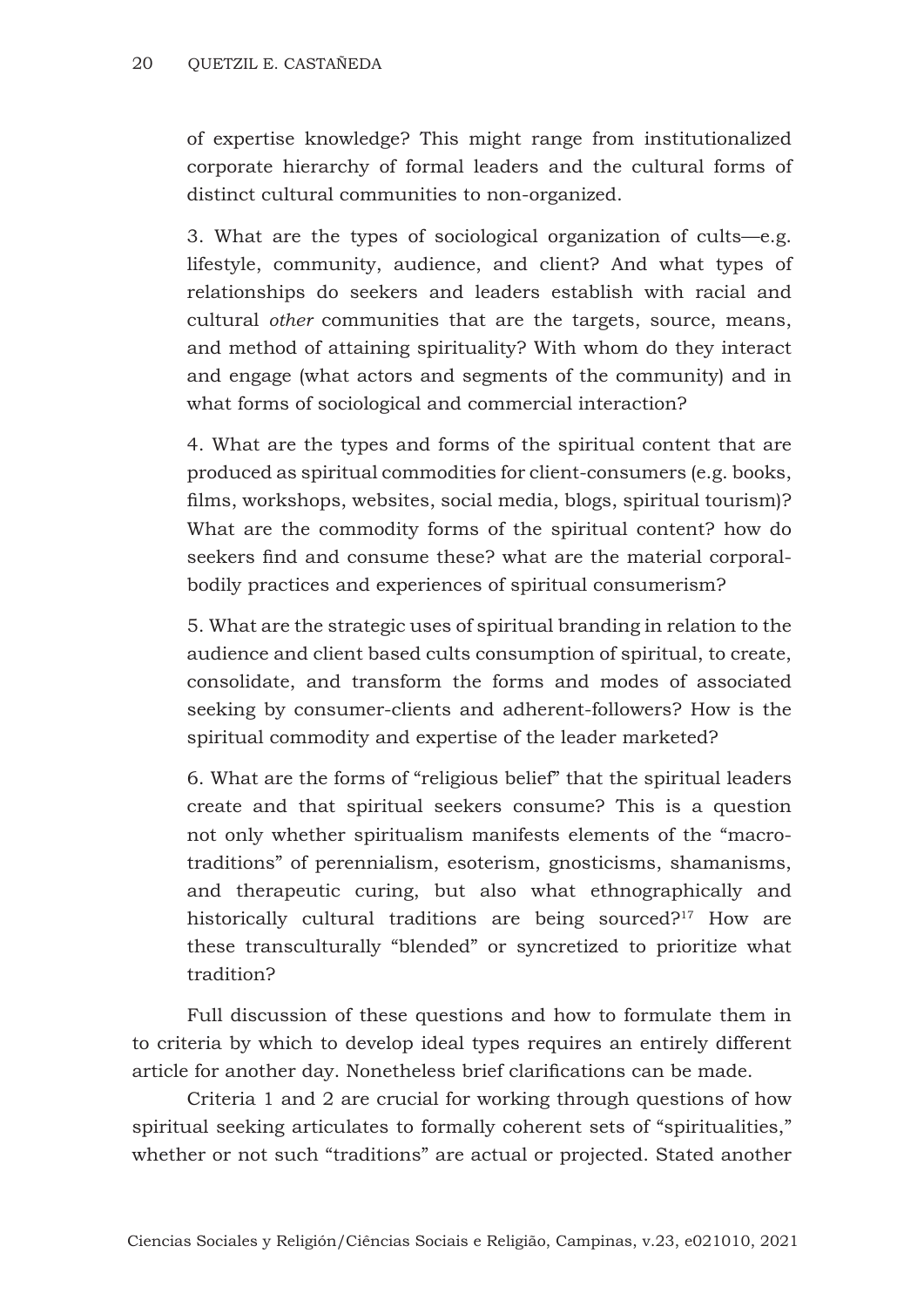of expertise knowledge? This might range from institutionalized corporate hierarchy of formal leaders and the cultural forms of distinct cultural communities to non-organized.

3. What are the types of sociological organization of cults—e.g. lifestyle, community, audience, and client? And what types of relationships do seekers and leaders establish with racial and cultural *other* communities that are the targets, source, means, and method of attaining spirituality? With whom do they interact and engage (what actors and segments of the community) and in what forms of sociological and commercial interaction?

4. What are the types and forms of the spiritual content that are produced as spiritual commodities for client-consumers (e.g. books, films, workshops, websites, social media, blogs, spiritual tourism)? What are the commodity forms of the spiritual content? how do seekers find and consume these? what are the material corporal-bodily practices and experiences of spiritual consumerism?

5. What are the strategic uses of spiritual branding in relation to the audience and client based cults consumption of spiritual, to create, consolidate, and transform the forms and modes of associated seeking by consumer-clients and adherent-followers? How is the spiritual commodity and expertise of the leader marketed?

6. What are the forms of "religious belief" that the spiritual leaders create and that spiritual seekers consume? This is a question not only whether spiritualism manifests elements of the "macro-traditions" of perennialism, esoterism, gnosticisms, shamanisms, and therapeutic curing, but also what ethnographically and historically cultural traditions are being sourced?[17] How are these transculturally "blended" or syncretized to prioritize what tradition?

Full discussion of these questions and how to formulate them in to criteria by which to develop ideal types requires an entirely different article for another day. Nonetheless brief clarifications can be made.

Criteria 1 and 2 are crucial for working through questions of how spiritual seeking articulates to formally coherent sets of "spiritualities," whether or not such "traditions" are actual or projected. Stated another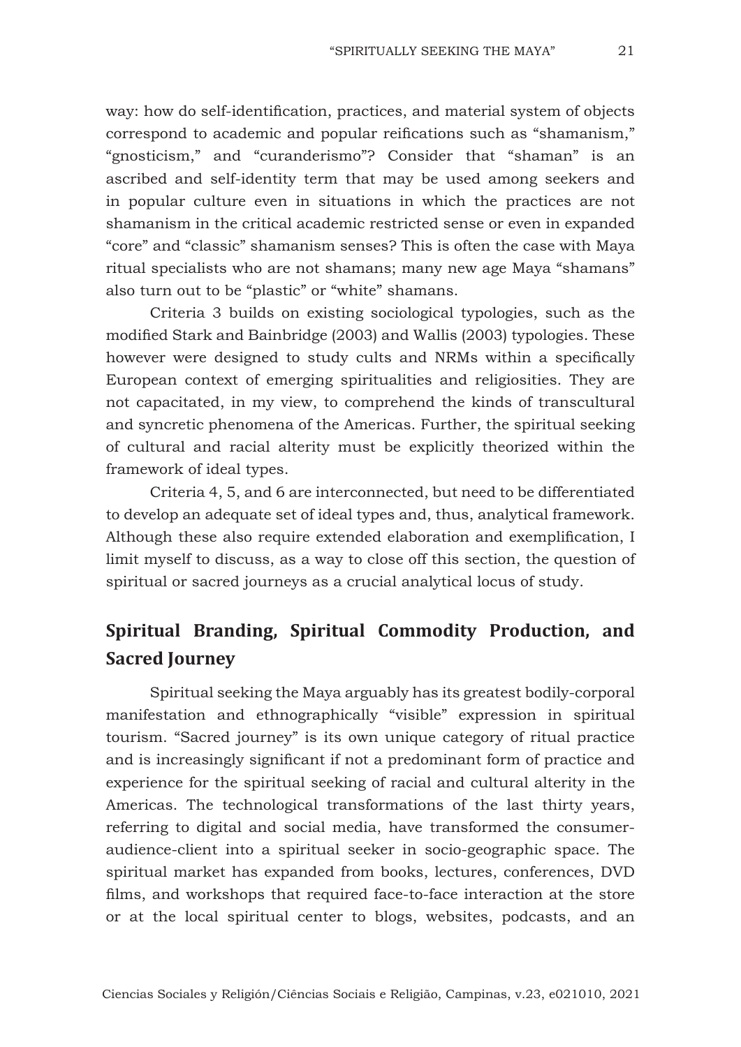way: how do self-identification, practices, and material system of objects correspond to academic and popular reifications such as "shamanism," "gnosticism," and "curanderismo"? Consider that "shaman" is an ascribed and self-identity term that may be used among seekers and in popular culture even in situations in which the practices are not shamanism in the critical academic restricted sense or even in expanded "core" and "classic" shamanism senses? This is often the case with Maya ritual specialists who are not shamans; many new age Maya "shamans" also turn out to be "plastic" or "white" shamans.

Criteria 3 builds on existing sociological typologies, such as the modified Stark and Bainbridge (2003) and Wallis (2003) typologies. These however were designed to study cults and NRMs within a specifically European context of emerging spiritualities and religiosities. They are not capacitated, in my view, to comprehend the kinds of transcultural and syncretic phenomena of the Americas. Further, the spiritual seeking of cultural and racial alterity must be explicitly theorized within the framework of ideal types.

Criteria 4, 5, and 6 are interconnected, but need to be differentiated to develop an adequate set of ideal types and, thus, analytical framework. Although these also require extended elaboration and exemplification, I limit myself to discuss, as a way to close off this section, the question of spiritual or sacred journeys as a crucial analytical locus of study.

## Spiritual Branding, Spiritual Commodity Production, and Sacred Journey

Spiritual seeking the Maya arguably has its greatest bodily-corporal manifestation and ethnographically "visible" expression in spiritual tourism. "Sacred journey" is its own unique category of ritual practice and is increasingly significant if not a predominant form of practice and experience for the spiritual seeking of racial and cultural alterity in the Americas. The technological transformations of the last thirty years, referring to digital and social media, have transformed the consumer-audience-client into a spiritual seeker in socio-geographic space. The spiritual market has expanded from books, lectures, conferences, DVD films, and workshops that required face-to-face interaction at the store or at the local spiritual center to blogs, websites, podcasts, and an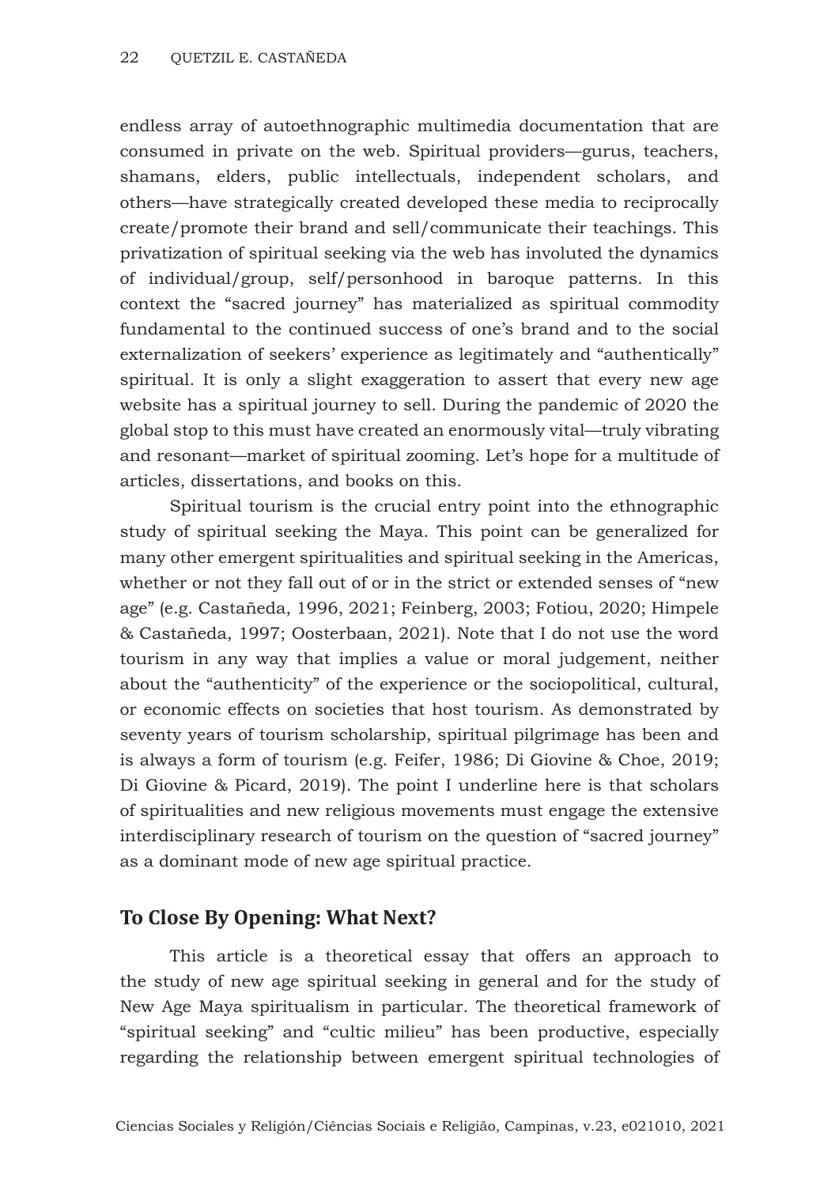endless array of autoethnographic multimedia documentation that are consumed in private on the web. Spiritual providers—gurus, teachers, shamans, elders, public intellectuals, independent scholars, and others—have strategically created developed these media to reciprocally create/promote their brand and sell/communicate their teachings. This privatization of spiritual seeking via the web has involuted the dynamics of individual/group, self/personhood in baroque patterns. In this context the "sacred journey" has materialized as spiritual commodity fundamental to the continued success of one's brand and to the social externalization of seekers' experience as legitimately and "authentically" spiritual. It is only a slight exaggeration to assert that every new age website has a spiritual journey to sell. During the pandemic of 2020 the global stop to this must have created an enormously vital—truly vibrating and resonant—market of spiritual zooming. Let's hope for a multitude of articles, dissertations, and books on this.

Spiritual tourism is the crucial entry point into the ethnographic study of spiritual seeking the Maya. This point can be generalized for many other emergent spiritualities and spiritual seeking in the Americas, whether or not they fall out of or in the strict or extended senses of "new age" (e.g. Castañeda, 1996, 2021; Feinberg, 2003; Fotiou, 2020; Himpele & Castañeda, 1997; Oosterbaan, 2021). Note that I do not use the word tourism in any way that implies a value or moral judgement, neither about the "authenticity" of the experience or the sociopolitical, cultural, or economic effects on societies that host tourism. As demonstrated by seventy years of tourism scholarship, spiritual pilgrimage has been and is always a form of tourism (e.g. Feifer, 1986; Di Giovine & Choe, 2019; Di Giovine & Picard, 2019). The point I underline here is that scholars of spiritualities and new religious movements must engage the extensive interdisciplinary research of tourism on the question of "sacred journey" as a dominant mode of new age spiritual practice.

## To Close By Opening: What Next?

This article is a theoretical essay that offers an approach to the study of new age spiritual seeking in general and for the study of New Age Maya spiritualism in particular. The theoretical framework of "spiritual seeking" and "cultic milieu" has been productive, especially regarding the relationship between emergent spiritual technologies of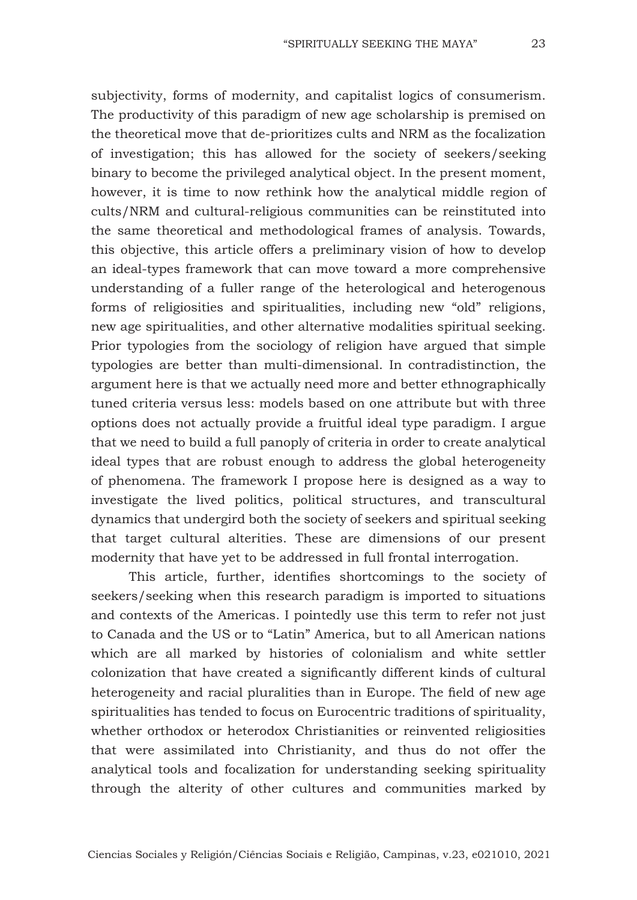subjectivity, forms of modernity, and capitalist logics of consumerism. The productivity of this paradigm of new age scholarship is premised on the theoretical move that de-prioritizes cults and NRM as the focalization of investigation; this has allowed for the society of seekers/seeking binary to become the privileged analytical object. In the present moment, however, it is time to now rethink how the analytical middle region of cults/NRM and cultural-religious communities can be reinstituted into the same theoretical and methodological frames of analysis. Towards, this objective, this article offers a preliminary vision of how to develop an ideal-types framework that can move toward a more comprehensive understanding of a fuller range of the heterological and heterogenous forms of religiosities and spiritualities, including new "old" religions, new age spiritualities, and other alternative modalities spiritual seeking. Prior typologies from the sociology of religion have argued that simple typologies are better than multi-dimensional. In contradistinction, the argument here is that we actually need more and better ethnographically tuned criteria versus less: models based on one attribute but with three options does not actually provide a fruitful ideal type paradigm. I argue that we need to build a full panoply of criteria in order to create analytical ideal types that are robust enough to address the global heterogeneity of phenomena. The framework I propose here is designed as a way to investigate the lived politics, political structures, and transcultural dynamics that undergird both the society of seekers and spiritual seeking that target cultural alterities. These are dimensions of our present modernity that have yet to be addressed in full frontal interrogation.

This article, further, identifies shortcomings to the society of seekers/seeking when this research paradigm is imported to situations and contexts of the Americas. I pointedly use this term to refer not just to Canada and the US or to "Latin" America, but to all American nations which are all marked by histories of colonialism and white settler colonization that have created a significantly different kinds of cultural heterogeneity and racial pluralities than in Europe. The field of new age spiritualities has tended to focus on Eurocentric traditions of spirituality, whether orthodox or heterodox Christianities or reinvented religiosities that were assimilated into Christianity, and thus do not offer the analytical tools and focalization for understanding seeking spirituality through the alterity of other cultures and communities marked by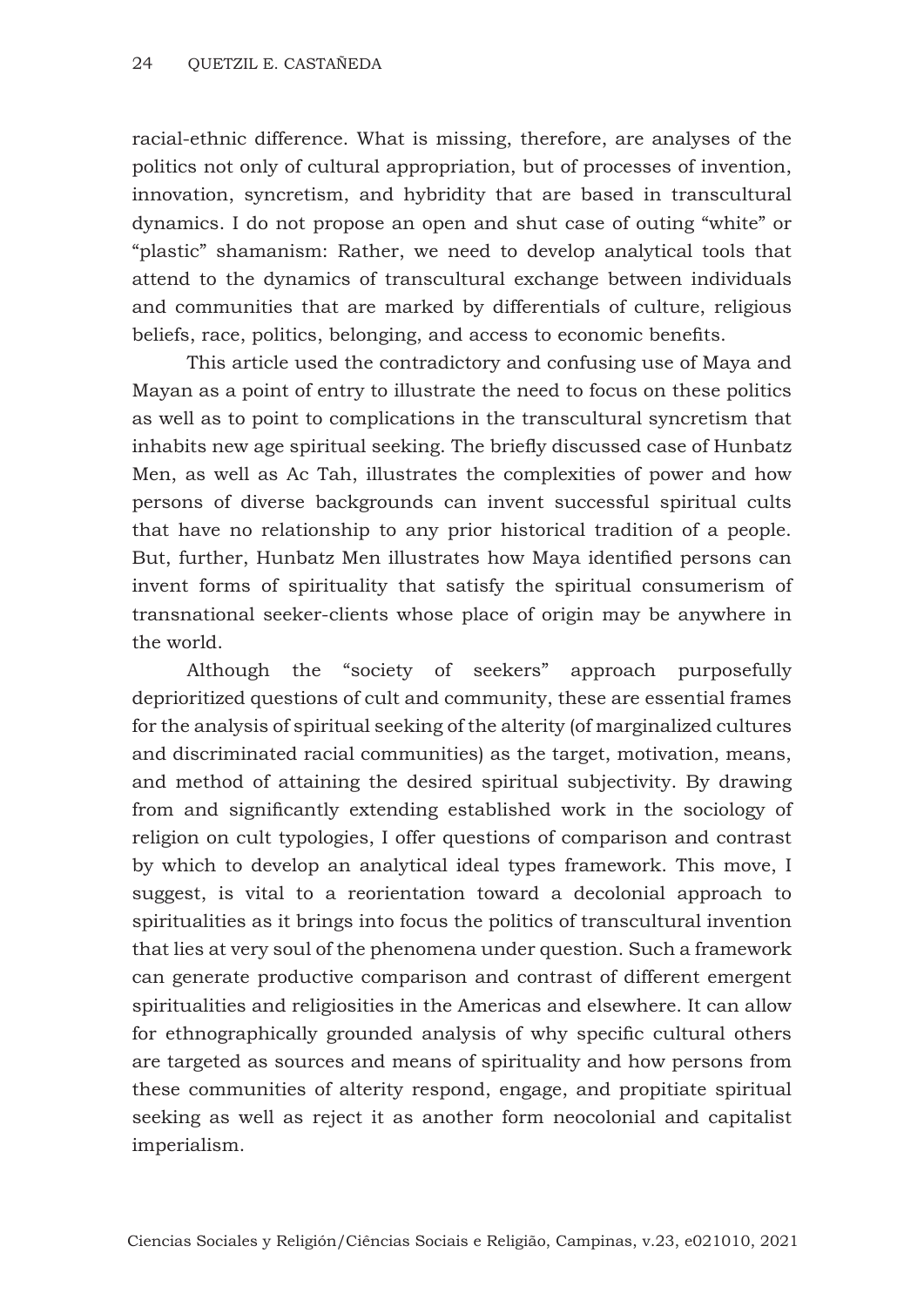racial-ethnic difference. What is missing, therefore, are analyses of the politics not only of cultural appropriation, but of processes of invention, innovation, syncretism, and hybridity that are based in transcultural dynamics. I do not propose an open and shut case of outing "white" or "plastic" shamanism: Rather, we need to develop analytical tools that attend to the dynamics of transcultural exchange between individuals and communities that are marked by differentials of culture, religious beliefs, race, politics, belonging, and access to economic benefits.

This article used the contradictory and confusing use of Maya and Mayan as a point of entry to illustrate the need to focus on these politics as well as to point to complications in the transcultural syncretism that inhabits new age spiritual seeking. The briefly discussed case of Hunbatz Men, as well as Ac Tah, illustrates the complexities of power and how persons of diverse backgrounds can invent successful spiritual cults that have no relationship to any prior historical tradition of a people. But, further, Hunbatz Men illustrates how Maya identified persons can invent forms of spirituality that satisfy the spiritual consumerism of transnational seeker-clients whose place of origin may be anywhere in the world.

Although the "society of seekers" approach purposefully deprioritized questions of cult and community, these are essential frames for the analysis of spiritual seeking of the alterity (of marginalized cultures and discriminated racial communities) as the target, motivation, means, and method of attaining the desired spiritual subjectivity. By drawing from and significantly extending established work in the sociology of religion on cult typologies, I offer questions of comparison and contrast by which to develop an analytical ideal types framework. This move, I suggest, is vital to a reorientation toward a decolonial approach to spiritualities as it brings into focus the politics of transcultural invention that lies at very soul of the phenomena under question. Such a framework can generate productive comparison and contrast of different emergent spiritualities and religiosities in the Americas and elsewhere. It can allow for ethnographically grounded analysis of why specific cultural others are targeted as sources and means of spirituality and how persons from these communities of alterity respond, engage, and propitiate spiritual seeking as well as reject it as another form neocolonial and capitalist imperialism.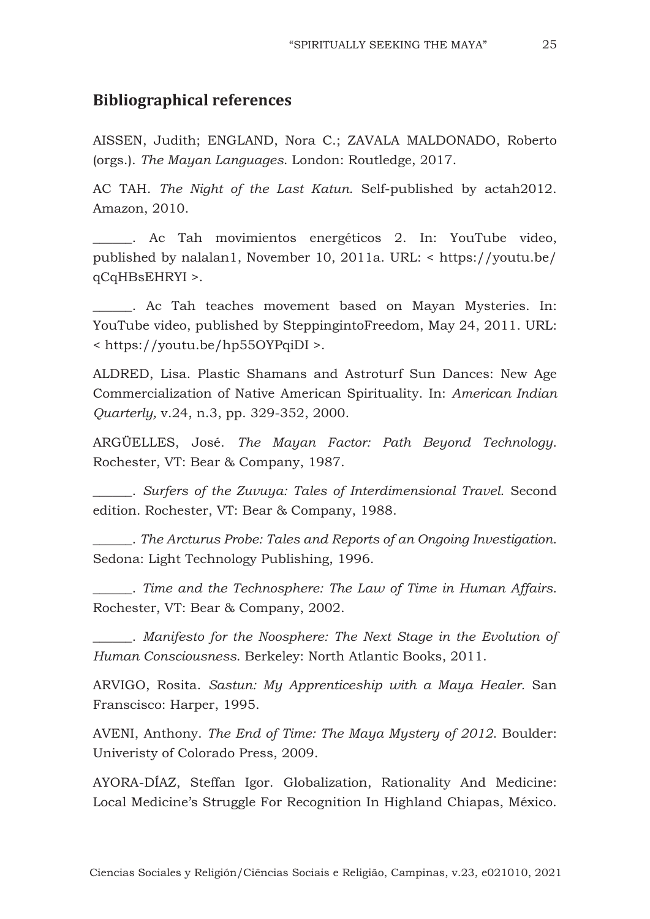## Bibliographical references

AISSEN, Judith; ENGLAND, Nora C.; ZAVALA MALDONADO, Roberto (orgs.). *The Mayan Languages*. London: Routledge, 2017.

AC TAH. *The Night of the Last Katun*. Self-published by actah2012. Amazon, 2010.

______. Ac Tah movimientos energéticos 2. In: YouTube video, published by nalalan1, November 10, 2011a. URL: < https://youtu.be/qCqHBsEHRYI >.

______. Ac Tah teaches movement based on Mayan Mysteries. In: YouTube video, published by SteppingintoFreedom, May 24, 2011. URL: < https://youtu.be/hp55OYPqiDI >.

ALDRED, Lisa. Plastic Shamans and Astroturf Sun Dances: New Age Commercialization of Native American Spirituality. In: *American Indian Quarterly,* v.24, n.3, pp. 329-352, 2000.

ARGÜELLES, José. *The Mayan Factor: Path Beyond Technology*. Rochester, VT: Bear & Company, 1987.

______. *Surfers of the Zuvuya: Tales of Interdimensional Travel*. Second edition. Rochester, VT: Bear & Company, 1988.

______. *The Arcturus Probe: Tales and Reports of an Ongoing Investigation*. Sedona: Light Technology Publishing, 1996.

______. *Time and the Technosphere: The Law of Time in Human Affairs*. Rochester, VT: Bear & Company, 2002.

______. *Manifesto for the Noosphere: The Next Stage in the Evolution of Human Consciousness*. Berkeley: North Atlantic Books, 2011.

ARVIGO, Rosita. *Sastun: My Apprenticeship with a Maya Healer*. San Franscisco: Harper, 1995.

AVENI, Anthony. *The End of Time: The Maya Mystery of 2012*. Boulder: Univeristy of Colorado Press, 2009.

AYORA-DÍAZ, Steffan Igor. Globalization, Rationality And Medicine: Local Medicine's Struggle For Recognition In Highland Chiapas, México.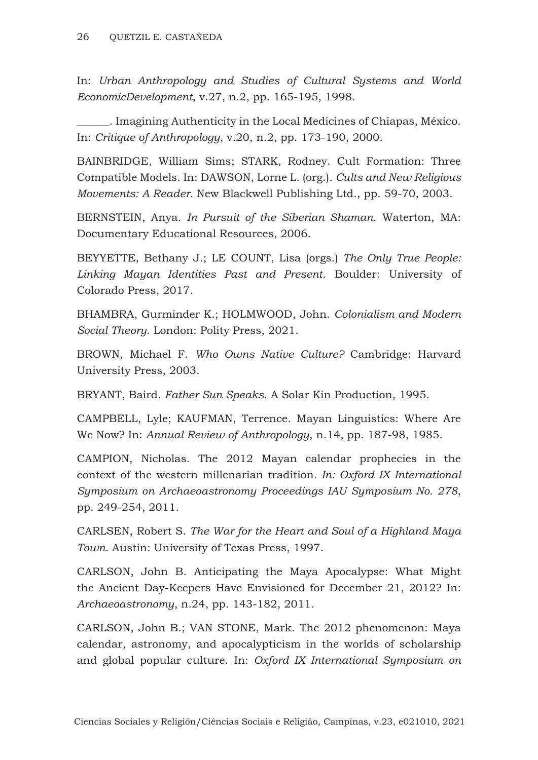In: *Urban Anthropology and Studies of Cultural Systems and World EconomicDevelopment*, v.27, n.2, pp. 165-195, 1998.

______. Imagining Authenticity in the Local Medicines of Chiapas, México. In: *Critique of Anthropology*, v.20, n.2, pp. 173-190, 2000.

BAINBRIDGE, William Sims; STARK, Rodney. Cult Formation: Three Compatible Models. In: DAWSON, Lorne L. (org.). *Cults and New Religious Movements: A Reader*. New Blackwell Publishing Ltd., pp. 59-70, 2003.

BERNSTEIN, Anya. *In Pursuit of the Siberian Shaman*. Waterton, MA: Documentary Educational Resources, 2006.

BEYYETTE, Bethany J.; LE COUNT, Lisa (orgs.) *The Only True People: Linking Mayan Identities Past and Present*. Boulder: University of Colorado Press, 2017.

BHAMBRA, Gurminder K.; HOLMWOOD, John. *Colonialism and Modern Social Theory*. London: Polity Press, 2021.

BROWN, Michael F. *Who Owns Native Culture?* Cambridge: Harvard University Press, 2003.

BRYANT, Baird. *Father Sun Speaks*. A Solar Kin Production, 1995.

CAMPBELL, Lyle; KAUFMAN, Terrence. Mayan Linguistics: Where Are We Now? In: *Annual Review of Anthropology*, n.14, pp. 187-98, 1985.

CAMPION, Nicholas. The 2012 Mayan calendar prophecies in the context of the western millenarian tradition*. In: Oxford IX International Symposium on Archaeoastronomy Proceedings IAU Symposium No. 278*, pp. 249-254, 2011.

CARLSEN, Robert S. *The War for the Heart and Soul of a Highland Maya Town.* Austin: University of Texas Press, 1997.

CARLSON, John B. Anticipating the Maya Apocalypse: What Might the Ancient Day-Keepers Have Envisioned for December 21, 2012? In: *Archaeoastronomy*, n.24, pp. 143-182, 2011.

CARLSON, John B.; VAN STONE, Mark. The 2012 phenomenon: Maya calendar, astronomy, and apocalypticism in the worlds of scholarship and global popular culture. In: *Oxford IX International Symposium on*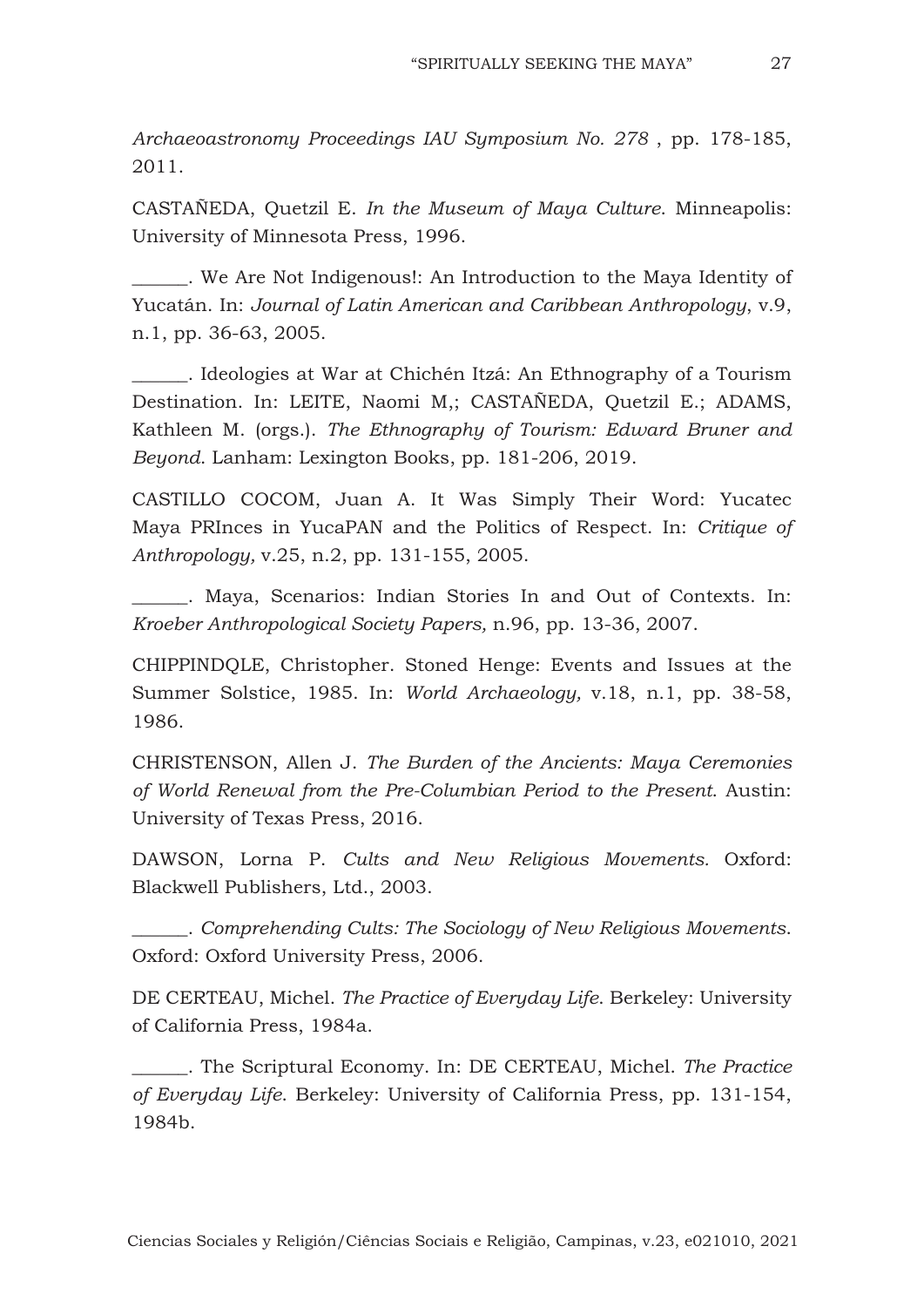*Archaeoastronomy Proceedings IAU Symposium No. 278* , pp. 178-185, 2011.

CASTAÑEDA, Quetzil E. *In the Museum of Maya Culture*. Minneapolis: University of Minnesota Press, 1996.

______. We Are Not Indigenous!: An Introduction to the Maya Identity of Yucatán. In: *Journal of Latin American and Caribbean Anthropology*, v.9, n.1, pp. 36-63, 2005.

______. Ideologies at War at Chichén Itzá: An Ethnography of a Tourism Destination. In: LEITE, Naomi M,; CASTAÑEDA, Quetzil E.; ADAMS, Kathleen M. (orgs.). *The Ethnography of Tourism: Edward Bruner and Beyond*. Lanham: Lexington Books, pp. 181-206, 2019.

CASTILLO COCOM, Juan A. It Was Simply Their Word: Yucatec Maya PRInces in YucaPAN and the Politics of Respect. In: *Critique of Anthropology,* v.25, n.2, pp. 131-155, 2005.

______. Maya, Scenarios: Indian Stories In and Out of Contexts. In: *Kroeber Anthropological Society Papers,* n.96, pp. 13-36, 2007.

CHIPPINDQLE, Christopher. Stoned Henge: Events and Issues at the Summer Solstice, 1985. In: *World Archaeology,* v.18, n.1, pp. 38-58, 1986.

CHRISTENSON, Allen J. *The Burden of the Ancients: Maya Ceremonies of World Renewal from the Pre-Columbian Period to the Present*. Austin: University of Texas Press, 2016.

DAWSON, Lorna P. *Cults and New Religious Movements*. Oxford: Blackwell Publishers, Ltd., 2003.

______. *Comprehending Cults: The Sociology of New Religious Movements*. Oxford: Oxford University Press, 2006.

DE CERTEAU, Michel. *The Practice of Everyday Life*. Berkeley: University of California Press, 1984a.

______. The Scriptural Economy. In: DE CERTEAU, Michel. *The Practice of Everyday Life*. Berkeley: University of California Press, pp. 131-154, 1984b.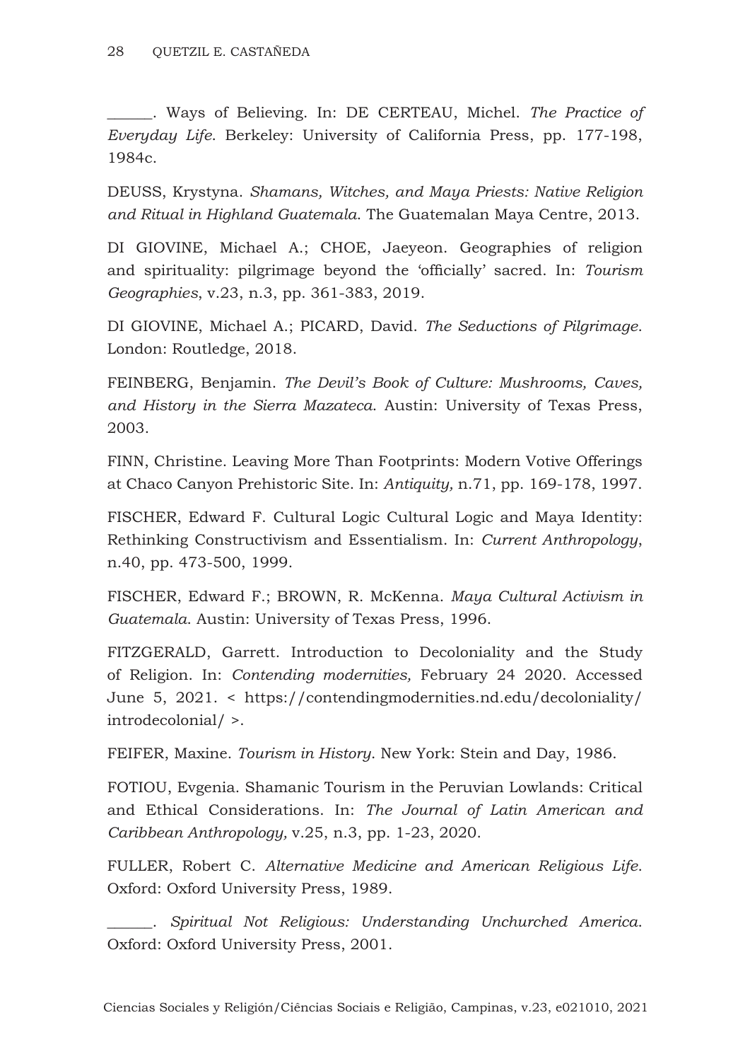______. Ways of Believing. In: DE CERTEAU, Michel. *The Practice of Everyday Life*. Berkeley: University of California Press, pp. 177-198, 1984c.

DEUSS, Krystyna. *Shamans, Witches, and Maya Priests: Native Religion and Ritual in Highland Guatemala*. The Guatemalan Maya Centre, 2013.

DI GIOVINE, Michael A.; CHOE, Jaeyeon. Geographies of religion and spirituality: pilgrimage beyond the 'officially' sacred. In: *Tourism Geographies*, v.23, n.3, pp. 361-383, 2019.

DI GIOVINE, Michael A.; PICARD, David. *The Seductions of Pilgrimage*. London: Routledge, 2018.

FEINBERG, Benjamin. *The Devil's Book of Culture: Mushrooms, Caves, and History in the Sierra Mazateca*. Austin: University of Texas Press, 2003.

FINN, Christine. Leaving More Than Footprints: Modern Votive Offerings at Chaco Canyon Prehistoric Site. In: *Antiquity,* n.71, pp. 169-178, 1997.

FISCHER, Edward F. Cultural Logic Cultural Logic and Maya Identity: Rethinking Constructivism and Essentialism. In: *Current Anthropology*, n.40, pp. 473-500, 1999.

FISCHER, Edward F.; BROWN, R. McKenna. *Maya Cultural Activism in Guatemala*. Austin: University of Texas Press, 1996.

FITZGERALD, Garrett. Introduction to Decoloniality and the Study of Religion. In: *Contending modernities,* February 24 2020. Accessed June 5, 2021. < https://contendingmodernities.nd.edu/decoloniality/introdecolonial/ >.

FEIFER, Maxine. *Tourism in History*. New York: Stein and Day, 1986.

FOTIOU, Evgenia. Shamanic Tourism in the Peruvian Lowlands: Critical and Ethical Considerations. In: *The Journal of Latin American and Caribbean Anthropology,* v.25, n.3, pp. 1-23, 2020.

FULLER, Robert C. *Alternative Medicine and American Religious Life*. Oxford: Oxford University Press, 1989.

______. *Spiritual Not Religious: Understanding Unchurched America*. Oxford: Oxford University Press, 2001.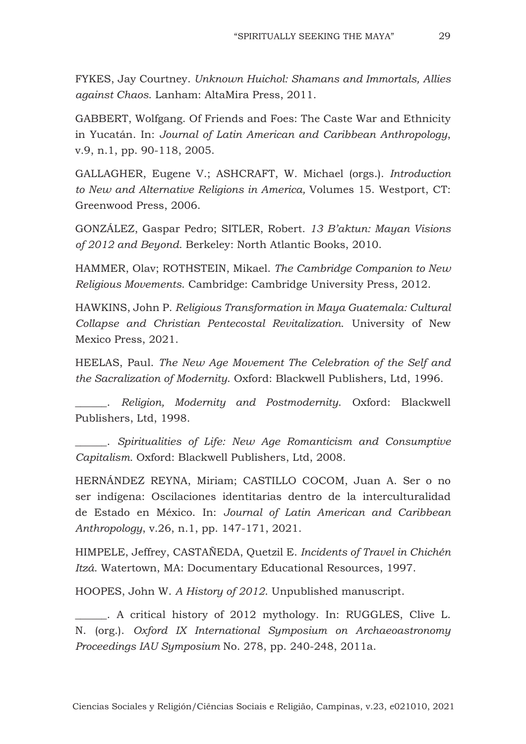FYKES, Jay Courtney. *Unknown Huichol: Shamans and Immortals, Allies against Chaos*. Lanham: AltaMira Press, 2011.

GABBERT, Wolfgang. Of Friends and Foes: The Caste War and Ethnicity in Yucatán. In: *Journal of Latin American and Caribbean Anthropology*, v.9, n.1, pp. 90-118, 2005.

GALLAGHER, Eugene V.; ASHCRAFT, W. Michael (orgs.). *Introduction to New and Alternative Religions in America,* Volumes 15. Westport, CT: Greenwood Press, 2006.

GONZÁLEZ, Gaspar Pedro; SITLER, Robert. *13 B'aktun: Mayan Visions of 2012 and Beyond*. Berkeley: North Atlantic Books, 2010.

HAMMER, Olav; ROTHSTEIN, Mikael. *The Cambridge Companion to New Religious Movements*. Cambridge: Cambridge University Press, 2012.

HAWKINS, John P. *Religious Transformation in Maya Guatemala: Cultural Collapse and Christian Pentecostal Revitalization*. University of New Mexico Press, 2021.

HEELAS, Paul. *The New Age Movement The Celebration of the Self and the Sacralization of Modernity*. Oxford: Blackwell Publishers, Ltd, 1996.

______. *Religion, Modernity and Postmodernity*. Oxford: Blackwell Publishers, Ltd, 1998.

______. *Spiritualities of Life: New Age Romanticism and Consumptive Capitalism.* Oxford: Blackwell Publishers, Ltd, 2008.

HERNÁNDEZ REYNA, Miriam; CASTILLO COCOM, Juan A. Ser o no ser indígena: Oscilaciones identitarias dentro de la interculturalidad de Estado en México. In: *Journal of Latin American and Caribbean Anthropology*, v.26, n.1, pp. 147-171, 2021.

HIMPELE, Jeffrey, CASTAÑEDA, Quetzil E. *Incidents of Travel in Chichén Itzá*. Watertown, MA: Documentary Educational Resources, 1997.

HOOPES, John W. *A History of 2012*. Unpublished manuscript.

______. A critical history of 2012 mythology. In: RUGGLES, Clive L. N. (org.). *Oxford IX International Symposium on Archaeoastronomy Proceedings IAU Symposium* No. 278, pp. 240-248, 2011a.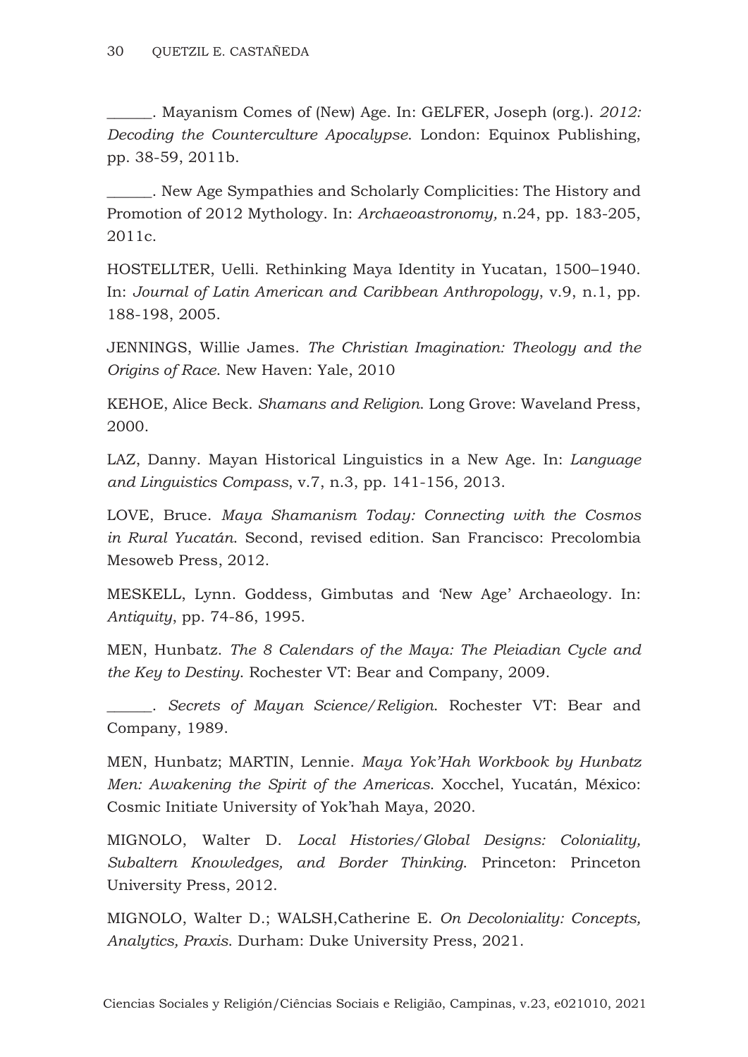______. Mayanism Comes of (New) Age. In: GELFER, Joseph (org.). *2012: Decoding the Counterculture Apocalypse*. London: Equinox Publishing, pp. 38-59, 2011b.

______. New Age Sympathies and Scholarly Complicities: The History and Promotion of 2012 Mythology. In: *Archaeoastronomy,* n.24, pp. 183-205, 2011c.

HOSTELLTER, Uelli. Rethinking Maya Identity in Yucatan, 1500–1940. In: *Journal of Latin American and Caribbean Anthropology*, v.9, n.1, pp. 188-198, 2005.

JENNINGS, Willie James. *The Christian Imagination: Theology and the Origins of Race*. New Haven: Yale, 2010

KEHOE, Alice Beck. *Shamans and Religion*. Long Grove: Waveland Press, 2000.

LAZ, Danny. Mayan Historical Linguistics in a New Age. In: *Language and Linguistics Compass*, v.7, n.3, pp. 141-156, 2013.

LOVE, Bruce. *Maya Shamanism Today: Connecting with the Cosmos in Rural Yucatán*. Second, revised edition. San Francisco: Precolombia Mesoweb Press, 2012.

MESKELL, Lynn. Goddess, Gimbutas and 'New Age' Archaeology. In: *Antiquity*, pp. 74-86, 1995.

MEN, Hunbatz. *The 8 Calendars of the Maya: The Pleiadian Cycle and the Key to Destiny*. Rochester VT: Bear and Company, 2009.

______. *Secrets of Mayan Science/Religion*. Rochester VT: Bear and Company, 1989.

MEN, Hunbatz; MARTIN, Lennie. *Maya Yok'Hah Workbook by Hunbatz Men: Awakening the Spirit of the Americas*. Xocchel, Yucatán, México: Cosmic Initiate University of Yok'hah Maya, 2020.

MIGNOLO, Walter D. *Local Histories/Global Designs: Coloniality, Subaltern Knowledges, and Border Thinking*. Princeton: Princeton University Press, 2012.

MIGNOLO, Walter D.; WALSH,Catherine E. *On Decoloniality: Concepts, Analytics, Praxis*. Durham: Duke University Press, 2021.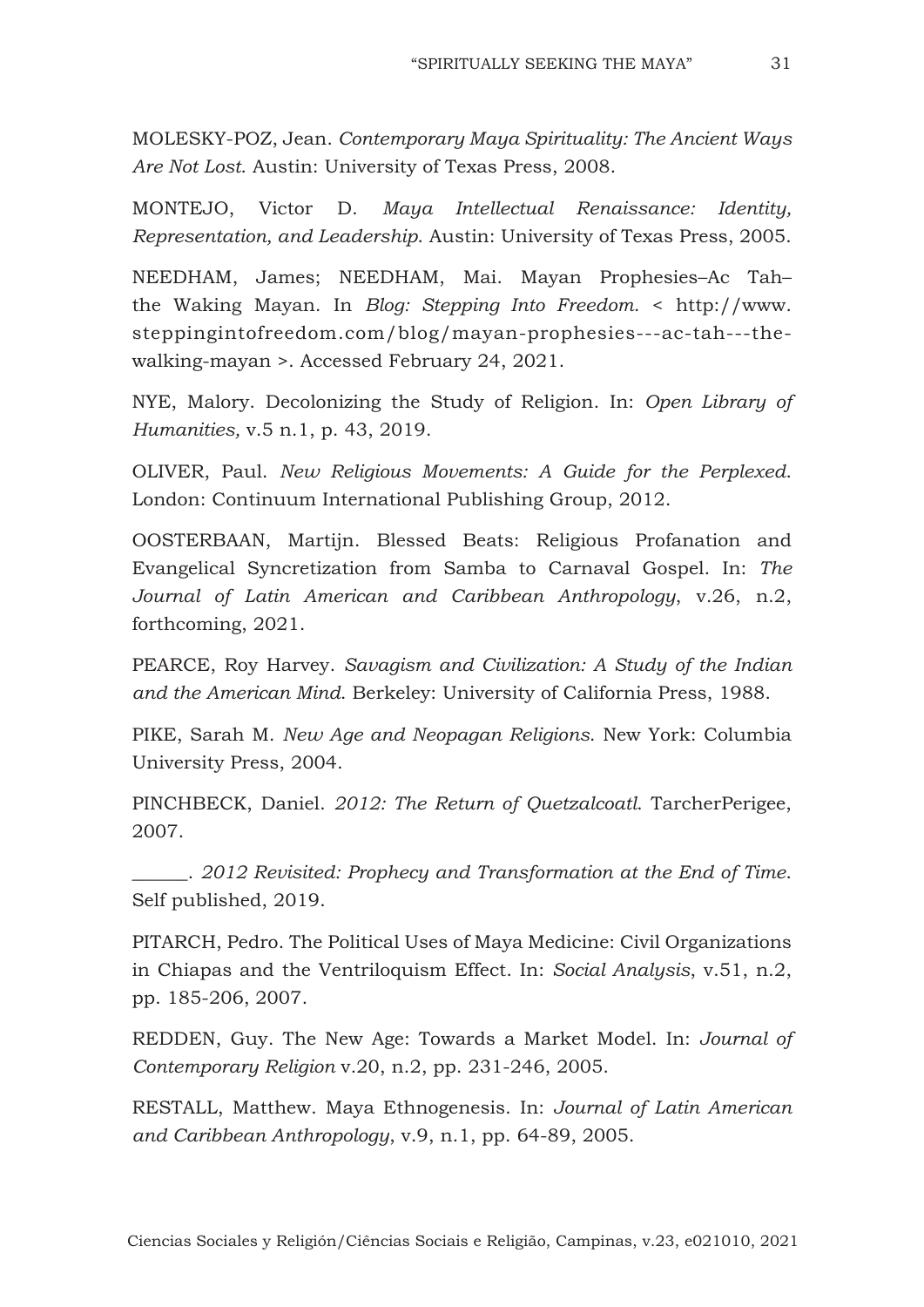MOLESKY-POZ, Jean. *Contemporary Maya Spirituality: The Ancient Ways Are Not Lost.* Austin: University of Texas Press, 2008.

MONTEJO, Victor D. *Maya Intellectual Renaissance: Identity, Representation, and Leadership.* Austin: University of Texas Press, 2005.

NEEDHAM, James; NEEDHAM, Mai. Mayan Prophesies–Ac Tah–the Waking Mayan. In *Blog: Stepping Into Freedom.* < http://www.steppingintofreedom.com/blog/mayan-prophesies---ac-tah---the-walking-mayan >. Accessed February 24, 2021.

NYE, Malory. Decolonizing the Study of Religion. In: *Open Library of Humanities,* v.5 n.1, p. 43, 2019.

OLIVER, Paul. *New Religious Movements: A Guide for the Perplexed.* London: Continuum International Publishing Group, 2012.

OOSTERBAAN, Martijn. Blessed Beats: Religious Profanation and Evangelical Syncretization from Samba to Carnaval Gospel. In: *The Journal of Latin American and Caribbean Anthropology*, v.26, n.2, forthcoming, 2021.

PEARCE, Roy Harvey. *Savagism and Civilization: A Study of the Indian and the American Mind.* Berkeley: University of California Press, 1988.

PIKE, Sarah M. *New Age and Neopagan Religions.* New York: Columbia University Press, 2004.

PINCHBECK, Daniel. *2012: The Return of Quetzalcoatl.* TarcherPerigee, 2007.

______. *2012 Revisited: Prophecy and Transformation at the End of Time.* Self published, 2019.

PITARCH, Pedro. The Political Uses of Maya Medicine: Civil Organizations in Chiapas and the Ventriloquism Effect. In: *Social Analysis*, v.51, n.2, pp. 185-206, 2007.

REDDEN, Guy. The New Age: Towards a Market Model. In: *Journal of Contemporary Religion* v.20, n.2, pp. 231-246, 2005.

RESTALL, Matthew. Maya Ethnogenesis. In: *Journal of Latin American and Caribbean Anthropology*, v.9, n.1, pp. 64-89, 2005.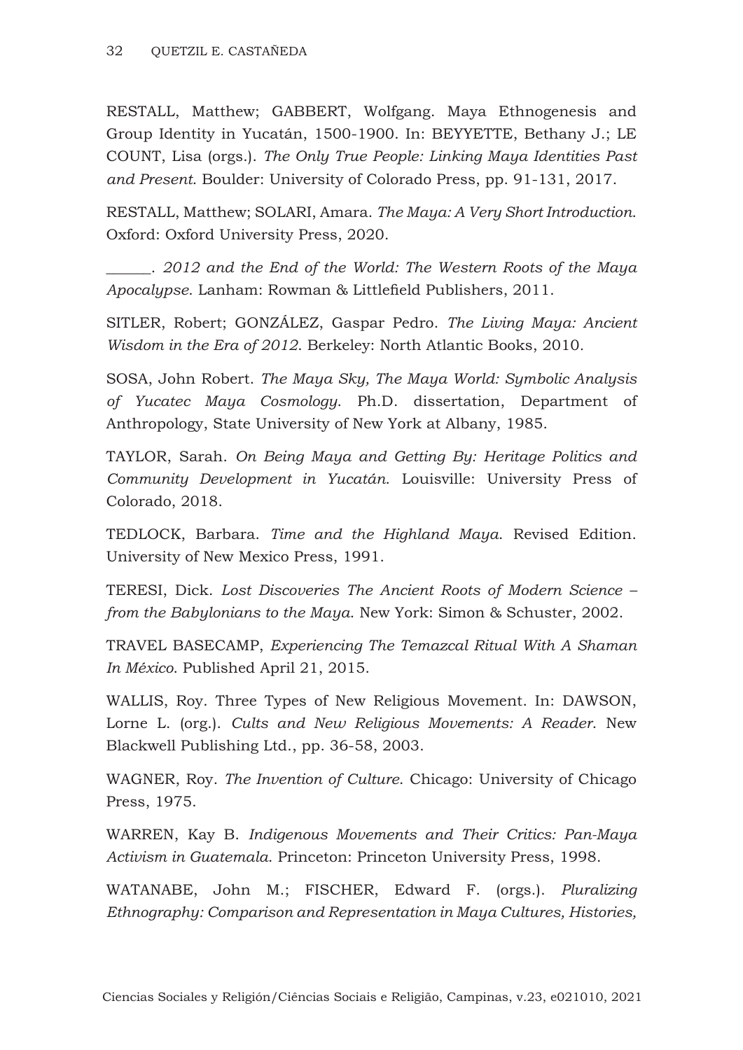RESTALL, Matthew; GABBERT, Wolfgang. Maya Ethnogenesis and Group Identity in Yucatán, 1500-1900. In: BEYYETTE, Bethany J.; LE COUNT, Lisa (orgs.). *The Only True People: Linking Maya Identities Past and Present*. Boulder: University of Colorado Press, pp. 91-131, 2017.

RESTALL, Matthew; SOLARI, Amara. *The Maya: A Very Short Introduction*. Oxford: Oxford University Press, 2020.

______. *2012 and the End of the World: The Western Roots of the Maya Apocalypse*. Lanham: Rowman & Littlefield Publishers, 2011.

SITLER, Robert; GONZÁLEZ, Gaspar Pedro. *The Living Maya: Ancient Wisdom in the Era of 2012*. Berkeley: North Atlantic Books, 2010.

SOSA, John Robert. *The Maya Sky, The Maya World: Symbolic Analysis of Yucatec Maya Cosmology*. Ph.D. dissertation, Department of Anthropology, State University of New York at Albany, 1985.

TAYLOR, Sarah. *On Being Maya and Getting By: Heritage Politics and Community Development in Yucatán*. Louisville: University Press of Colorado, 2018.

TEDLOCK, Barbara. *Time and the Highland Maya*. Revised Edition. University of New Mexico Press, 1991.

TERESI, Dick. *Lost Discoveries The Ancient Roots of Modern Science – from the Babylonians to the Maya*. New York: Simon & Schuster, 2002.

TRAVEL BASECAMP, *Experiencing The Temazcal Ritual With A Shaman In México*. Published April 21, 2015.

WALLIS, Roy. Three Types of New Religious Movement. In: DAWSON, Lorne L. (org.). *Cults and New Religious Movements: A Reader*. New Blackwell Publishing Ltd., pp. 36-58, 2003.

WAGNER, Roy. *The Invention of Culture*. Chicago: University of Chicago Press, 1975.

WARREN, Kay B. *Indigenous Movements and Their Critics: Pan-Maya Activism in Guatemala*. Princeton: Princeton University Press, 1998.

WATANABE, John M.; FISCHER, Edward F. (orgs.). *Pluralizing Ethnography: Comparison and Representation in Maya Cultures, Histories,*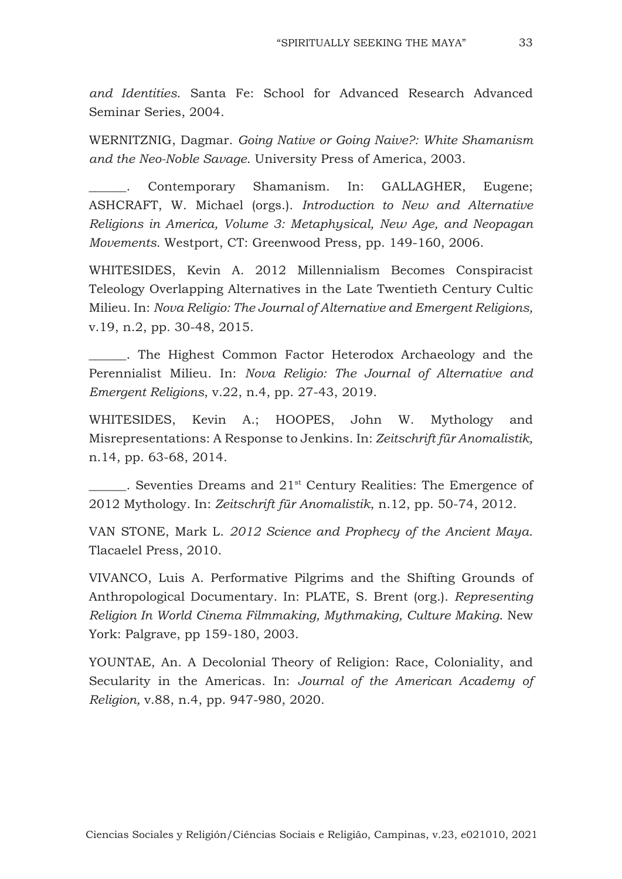*and Identities*. Santa Fe: School for Advanced Research Advanced Seminar Series, 2004.

WERNITZNIG, Dagmar. *Going Native or Going Naive?: White Shamanism and the Neo-Noble Savage*. University Press of America, 2003.

______. Contemporary Shamanism. In: GALLAGHER, Eugene; ASHCRAFT, W. Michael (orgs.). *Introduction to New and Alternative Religions in America, Volume 3: Metaphysical, New Age, and Neopagan Movements.* Westport, CT: Greenwood Press, pp. 149-160, 2006.

WHITESIDES, Kevin A. 2012 Millennialism Becomes Conspiracist Teleology Overlapping Alternatives in the Late Twentieth Century Cultic Milieu. In: *Nova Religio: The Journal of Alternative and Emergent Religions,* v.19, n.2, pp. 30-48, 2015.

______. The Highest Common Factor Heterodox Archaeology and the Perennialist Milieu. In: *Nova Religio: The Journal of Alternative and Emergent Religions*, v.22, n.4, pp. 27-43, 2019.

WHITESIDES, Kevin A.; HOOPES, John W. Mythology and Misrepresentations: A Response to Jenkins. In: *Zeitschrift für Anomalistik,* n.14, pp. 63-68, 2014.

______. Seventies Dreams and 21st Century Realities: The Emergence of 2012 Mythology. In: *Zeitschrift für Anomalistik*, n.12, pp. 50-74, 2012.

VAN STONE, Mark L. *2012 Science and Prophecy of the Ancient Maya*. Tlacaelel Press, 2010.

VIVANCO, Luis A. Performative Pilgrims and the Shifting Grounds of Anthropological Documentary. In: PLATE, S. Brent (org.). *Representing Religion In World Cinema Filmmaking, Mythmaking, Culture Making*. New York: Palgrave, pp 159-180, 2003.

YOUNTAE, An. A Decolonial Theory of Religion: Race, Coloniality, and Secularity in the Americas. In: *Journal of the American Academy of Religion,* v.88, n.4, pp. 947-980, 2020.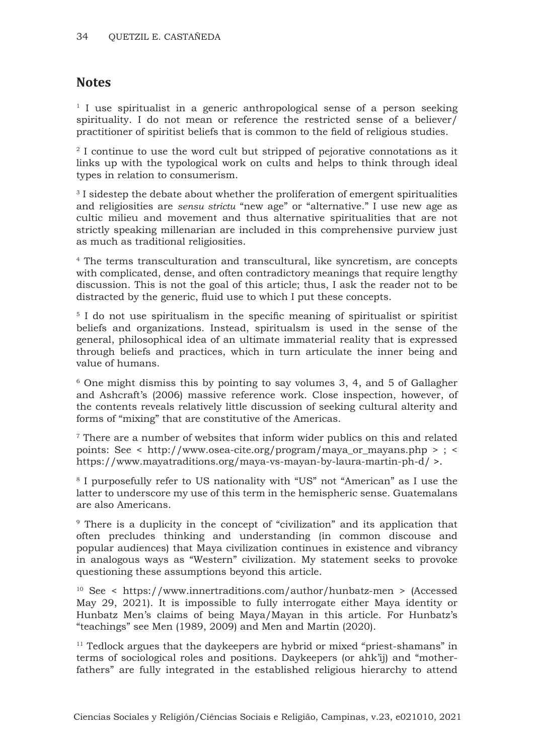## Notes

[1] I use spiritualist in a generic anthropological sense of a person seeking spirituality. I do not mean or reference the restricted sense of a believer/ practitioner of spiritist beliefs that is common to the field of religious studies.

[2] I continue to use the word cult but stripped of pejorative connotations as it links up with the typological work on cults and helps to think through ideal types in relation to consumerism.

[3] I sidestep the debate about whether the proliferation of emergent spiritualities and religiosities are *sensu strictu* "new age" or "alternative." I use new age as cultic milieu and movement and thus alternative spiritualities that are not strictly speaking millenarian are included in this comprehensive purview just as much as traditional religiosities.

[4] The terms transculturation and transcultural, like syncretism, are concepts with complicated, dense, and often contradictory meanings that require lengthy discussion. This is not the goal of this article; thus, I ask the reader not to be distracted by the generic, fluid use to which I put these concepts.

[5] I do not use spiritualism in the specific meaning of spiritualist or spiritist beliefs and organizations. Instead, spiritualsm is used in the sense of the general, philosophical idea of an ultimate immaterial reality that is expressed through beliefs and practices, which in turn articulate the inner being and value of humans.

[6] One might dismiss this by pointing to say volumes 3, 4, and 5 of Gallagher and Ashcraft's (2006) massive reference work. Close inspection, however, of the contents reveals relatively little discussion of seeking cultural alterity and forms of "mixing" that are constitutive of the Americas.

[7] There are a number of websites that inform wider publics on this and related points: See < http://www.osea-cite.org/program/maya_or_mayans.php > ; < https://www.mayatraditions.org/maya-vs-mayan-by-laura-martin-ph-d/ >.

[8] I purposefully refer to US nationality with "US" not "American" as I use the latter to underscore my use of this term in the hemispheric sense. Guatemalans are also Americans.

[9] There is a duplicity in the concept of "civilization" and its application that often precludes thinking and understanding (in common discouse and popular audiences) that Maya civilization continues in existence and vibrancy in analogous ways as "Western" civilization. My statement seeks to provoke questioning these assumptions beyond this article.

[10] See < https://www.innertraditions.com/author/hunbatz-men > (Accessed May 29, 2021). It is impossible to fully interrogate either Maya identity or Hunbatz Men's claims of being Maya/Mayan in this article. For Hunbatz's "teachings" see Men (1989, 2009) and Men and Martin (2020).

[11] Tedlock argues that the daykeepers are hybrid or mixed "priest-shamans" in terms of sociological roles and positions. Daykeepers (or ahk'ij) and "mother-fathers" are fully integrated in the established religious hierarchy to attend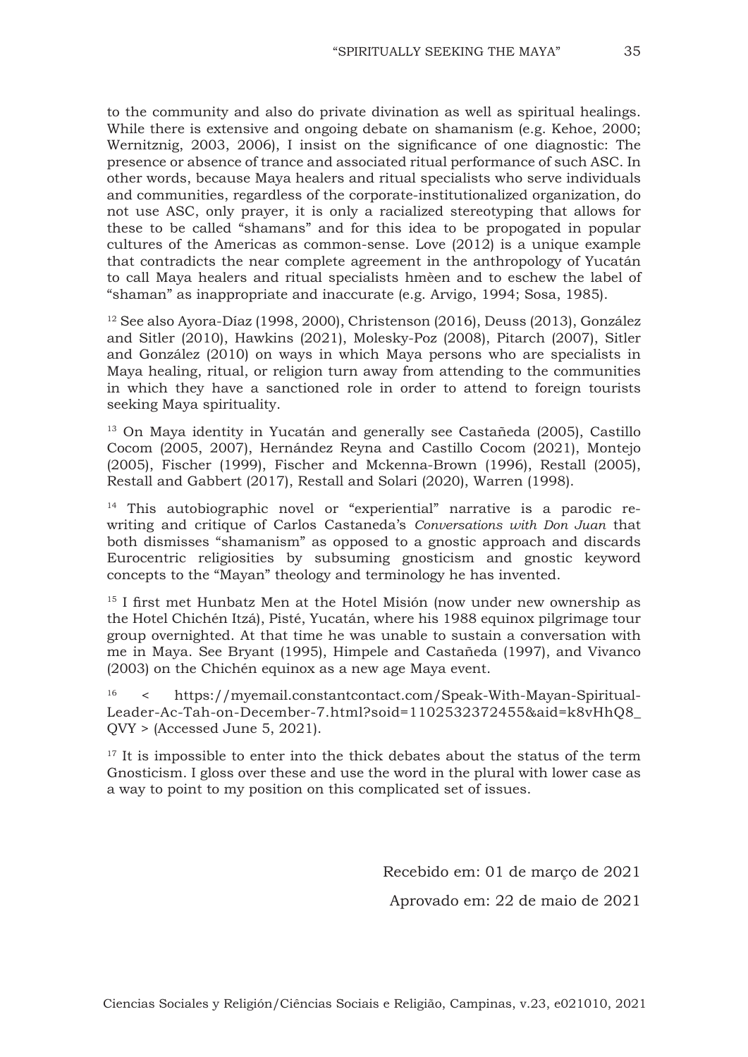to the community and also do private divination as well as spiritual healings. While there is extensive and ongoing debate on shamanism (e.g. Kehoe, 2000; Wernitznig, 2003, 2006), I insist on the significance of one diagnostic: The presence or absence of trance and associated ritual performance of such ASC. In other words, because Maya healers and ritual specialists who serve individuals and communities, regardless of the corporate-institutionalized organization, do not use ASC, only prayer, it is only a racialized stereotyping that allows for these to be called "shamans" and for this idea to be propogated in popular cultures of the Americas as common-sense. Love (2012) is a unique example that contradicts the near complete agreement in the anthropology of Yucatán to call Maya healers and ritual specialists hmèen and to eschew the label of "shaman" as inappropriate and inaccurate (e.g. Arvigo, 1994; Sosa, 1985).

[12] See also Ayora-Díaz (1998, 2000), Christenson (2016), Deuss (2013), González and Sitler (2010), Hawkins (2021), Molesky-Poz (2008), Pitarch (2007), Sitler and González (2010) on ways in which Maya persons who are specialists in Maya healing, ritual, or religion turn away from attending to the communities in which they have a sanctioned role in order to attend to foreign tourists seeking Maya spirituality.

[13] On Maya identity in Yucatán and generally see Castañeda (2005), Castillo Cocom (2005, 2007), Hernández Reyna and Castillo Cocom (2021), Montejo (2005), Fischer (1999), Fischer and Mckenna-Brown (1996), Restall (2005), Restall and Gabbert (2017), Restall and Solari (2020), Warren (1998).

[14] This autobiographic novel or "experiential" narrative is a parodic re-writing and critique of Carlos Castaneda's *Conversations with Don Juan* that both dismisses "shamanism" as opposed to a gnostic approach and discards Eurocentric religiosities by subsuming gnosticism and gnostic keyword concepts to the "Mayan" theology and terminology he has invented.

[15] I first met Hunbatz Men at the Hotel Misión (now under new ownership as the Hotel Chichén Itzá), Pisté, Yucatán, where his 1988 equinox pilgrimage tour group overnighted. At that time he was unable to sustain a conversation with me in Maya. See Bryant (1995), Himpele and Castañeda (1997), and Vivanco (2003) on the Chichén equinox as a new age Maya event.

[16] < https://myemail.constantcontact.com/Speak-With-Mayan-Spiritual-Leader-Ac-Tah-on-December-7.html?soid=1102532372455&aid=k8vHhQ8_QVY > (Accessed June 5, 2021).

[17] It is impossible to enter into the thick debates about the status of the term Gnosticism. I gloss over these and use the word in the plural with lower case as a way to point to my position on this complicated set of issues.

Recebido em: 01 de março de 2021

Aprovado em: 22 de maio de 2021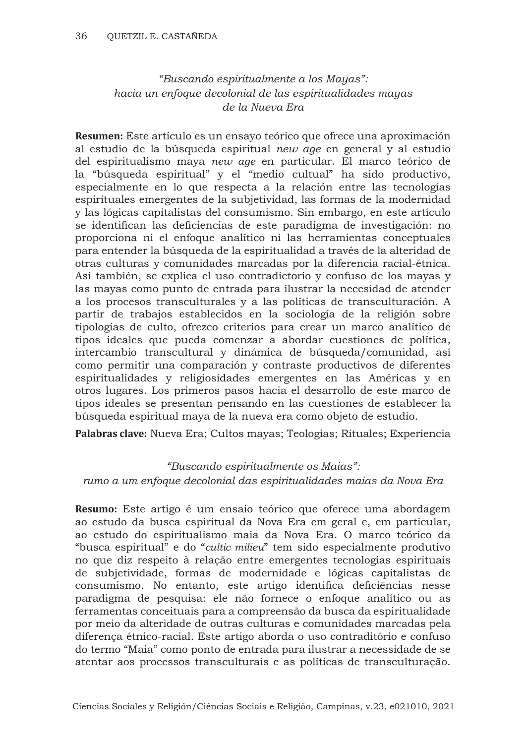*"Buscando espiritualmente a los Mayas": hacia un enfoque decolonial de las espiritualidades mayas de la Nueva Era*

**Resumen:** Este artículo es un ensayo teórico que ofrece una aproximación al estudio de la búsqueda espiritual *new age* en general y al estudio del espiritualismo maya *new age* en particular. El marco teórico de la "búsqueda espiritual" y el "medio cultual" ha sido productivo, especialmente en lo que respecta a la relación entre las tecnologías espirituales emergentes de la subjetividad, las formas de la modernidad y las lógicas capitalistas del consumismo. Sin embargo, en este artículo se identifican las deficiencias de este paradigma de investigación: no proporciona ni el enfoque analítico ni las herramientas conceptuales para entender la búsqueda de la espiritualidad a través de la alteridad de otras culturas y comunidades marcadas por la diferencia racial-étnica. Así también, se explica el uso contradictorio y confuso de los mayas y las mayas como punto de entrada para ilustrar la necesidad de atender a los procesos transculturales y a las políticas de transculturación. A partir de trabajos establecidos en la sociología de la religión sobre tipologías de culto, ofrezco criterios para crear un marco analítico de tipos ideales que pueda comenzar a abordar cuestiones de política, intercambio transcultural y dinámica de búsqueda/comunidad, así como permitir una comparación y contraste productivos de diferentes espiritualidades y religiosidades emergentes en las Américas y en otros lugares. Los primeros pasos hacia el desarrollo de este marco de tipos ideales se presentan pensando en las cuestiones de establecer la búsqueda espiritual maya de la nueva era como objeto de estudio.

**Palabras clave:** Nueva Era; Cultos mayas; Teologias; Rituales; Experiencia

*"Buscando espiritualmente os Maias": rumo a um enfoque decolonial das espiritualidades maias da Nova Era*

**Resumo:** Este artigo é um ensaio teórico que oferece uma abordagem ao estudo da busca espiritual da Nova Era em geral e, em particular, ao estudo do espiritualismo maia da Nova Era. O marco teórico da "busca espiritual" e do "*cultic milieu*" tem sido especialmente produtivo no que diz respeito à relação entre emergentes tecnologias espirituais de subjetividade, formas de modernidade e lógicas capitalistas de consumismo. No entanto, este artigo identifica deficiências nesse paradigma de pesquisa: ele não fornece o enfoque analítico ou as ferramentas conceituais para a compreensão da busca da espiritualidade por meio da alteridade de outras culturas e comunidades marcadas pela diferença étnico-racial. Este artigo aborda o uso contraditório e confuso do termo "Maia" como ponto de entrada para ilustrar a necessidade de se atentar aos processos transculturais e as políticas de transculturação.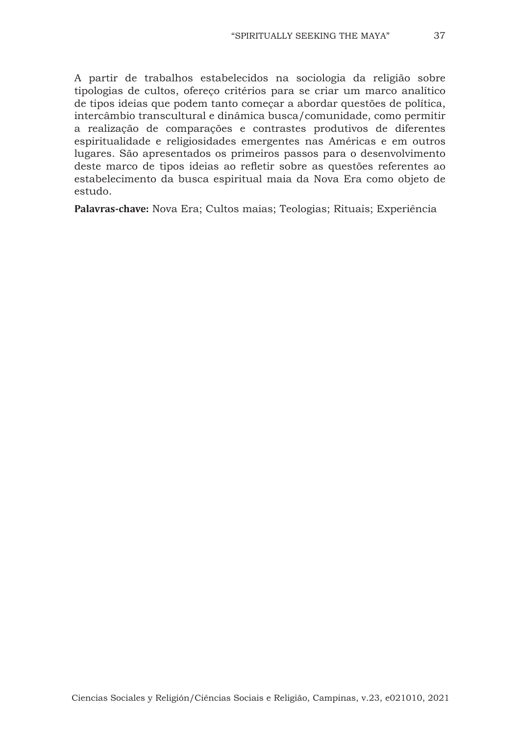A partir de trabalhos estabelecidos na sociologia da religião sobre tipologias de cultos, ofereço critérios para se criar um marco analítico de tipos ideias que podem tanto começar a abordar questões de política, intercâmbio transcultural e dinâmica busca/comunidade, como permitir a realização de comparações e contrastes produtivos de diferentes espiritualidade e religiosidades emergentes nas Américas e em outros lugares. São apresentados os primeiros passos para o desenvolvimento deste marco de tipos ideias ao refletir sobre as questões referentes ao estabelecimento da busca espiritual maia da Nova Era como objeto de estudo.

**Palavras-chave:** Nova Era; Cultos maias; Teologias; Rituais; Experiência